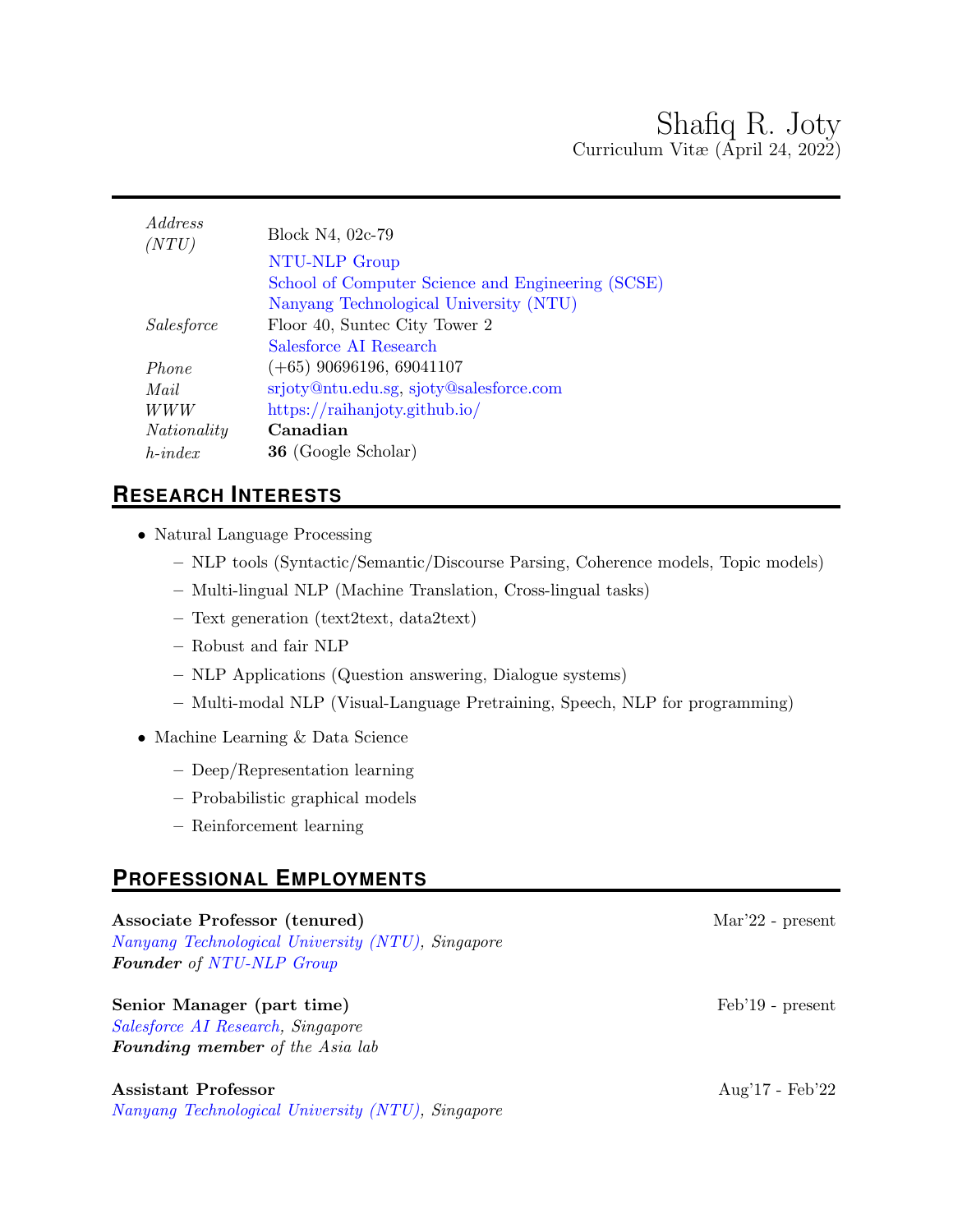# Shafiq R. Joty

Curriculum Vitæ (April 24, 2022)

| | |
|---|---|
| *Address (NTU)* | Block N4, 02c-79 |
| | NTU-NLP Group |
| | School of Computer Science and Engineering (SCSE) |
| | Nanyang Technological University (NTU) |
| *Salesforce* | Floor 40, Suntec City Tower 2 |
| | Salesforce AI Research |
| *Phone* | (+65) 90696196, 69041107 |
| *Mail* | srjoty@ntu.edu.sg, sjoty@salesforce.com |
| *WWW* | https://raihanjoty.github.io/ |
| *Nationality* | **Canadian** |
| *h-index* | **36** (Google Scholar) |

## Research Interests

- Natural Language Processing
  - NLP tools (Syntactic/Semantic/Discourse Parsing, Coherence models, Topic models)
  - Multi-lingual NLP (Machine Translation, Cross-lingual tasks)
  - Text generation (text2text, data2text)
  - Robust and fair NLP
  - NLP Applications (Question answering, Dialogue systems)
  - Multi-modal NLP (Visual-Language Pretraining, Speech, NLP for programming)
- Machine Learning & Data Science
  - Deep/Representation learning
  - Probabilistic graphical models
  - Reinforcement learning

## Professional Employments

**Associate Professor (tenured)** — Mar'22 - present
*Nanyang Technological University (NTU), Singapore*
***Founder** of NTU-NLP Group*

**Senior Manager (part time)** — Feb'19 - present
*Salesforce AI Research, Singapore*
***Founding member** of the Asia lab*

**Assistant Professor** — Aug'17 - Feb'22
*Nanyang Technological University (NTU), Singapore*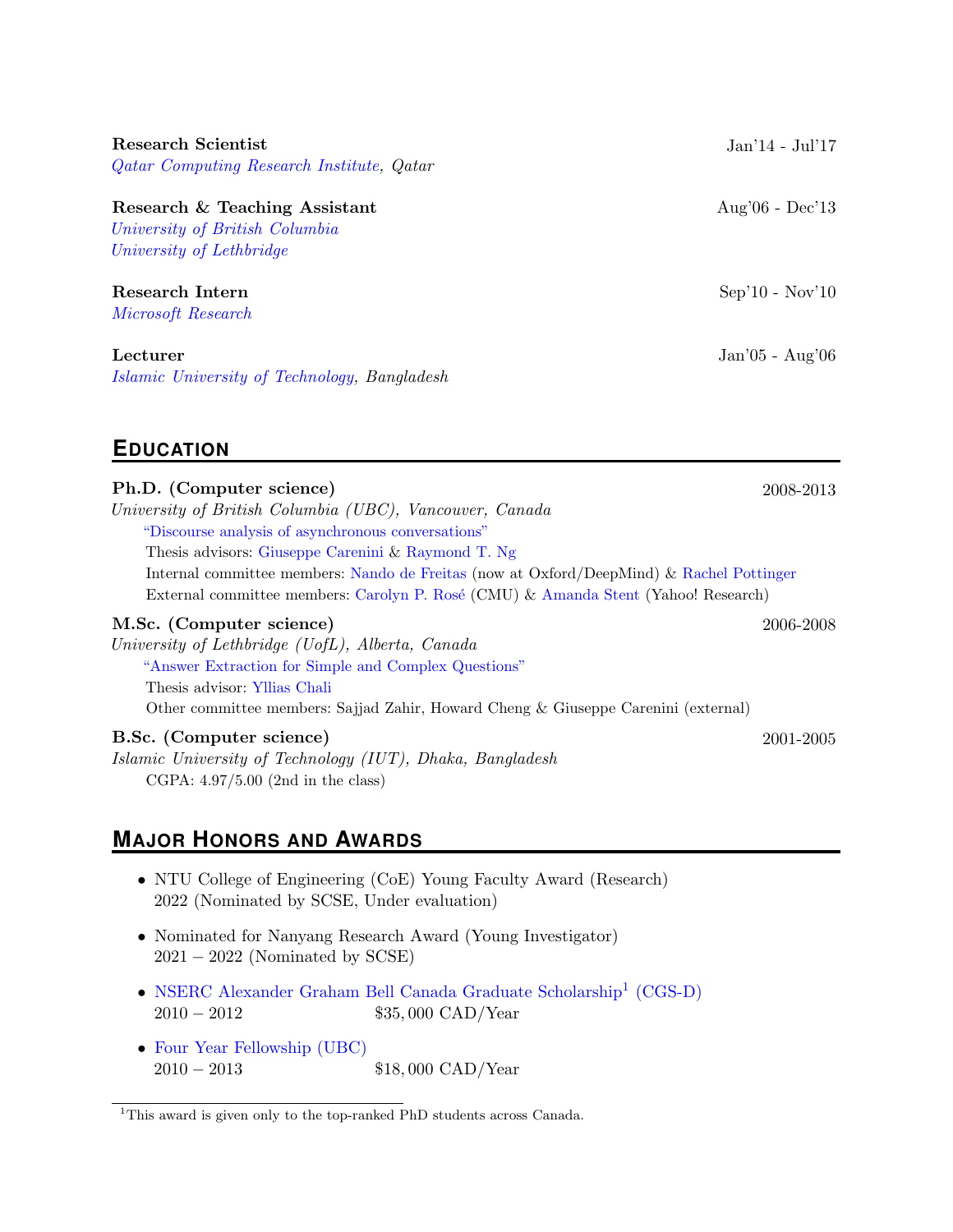**Research Scientist** Jan'14 - Jul'17
*Qatar Computing Research Institute, Qatar*

**Research & Teaching Assistant** Aug'06 - Dec'13
*University of British Columbia*
*University of Lethbridge*

**Research Intern** Sep'10 - Nov'10
*Microsoft Research*

**Lecturer** Jan'05 - Aug'06
*Islamic University of Technology, Bangladesh*

## EDUCATION

**Ph.D. (Computer science)** 2008-2013
*University of British Columbia (UBC), Vancouver, Canada*
"Discourse analysis of asynchronous conversations"
Thesis advisors: Giuseppe Carenini & Raymond T. Ng
Internal committee members: Nando de Freitas (now at Oxford/DeepMind) & Rachel Pottinger
External committee members: Carolyn P. Rosé (CMU) & Amanda Stent (Yahoo! Research)

**M.Sc. (Computer science)** 2006-2008
*University of Lethbridge (UofL), Alberta, Canada*
"Answer Extraction for Simple and Complex Questions"
Thesis advisor: Yllias Chali
Other committee members: Sajjad Zahir, Howard Cheng & Giuseppe Carenini (external)

**B.Sc. (Computer science)** 2001-2005
*Islamic University of Technology (IUT), Dhaka, Bangladesh*
CGPA: 4.97/5.00 (2nd in the class)

## MAJOR HONORS AND AWARDS

- NTU College of Engineering (CoE) Young Faculty Award (Research)
  2022 (Nominated by SCSE, Under evaluation)
- Nominated for Nanyang Research Award (Young Investigator)
  2021 – 2022 (Nominated by SCSE)
- NSERC Alexander Graham Bell Canada Graduate Scholarship[1] (CGS-D)
  2010 – 2012 $35,000 CAD/Year
- Four Year Fellowship (UBC)
  2010 – 2013 $18,000 CAD/Year

[1] This award is given only to the top-ranked PhD students across Canada.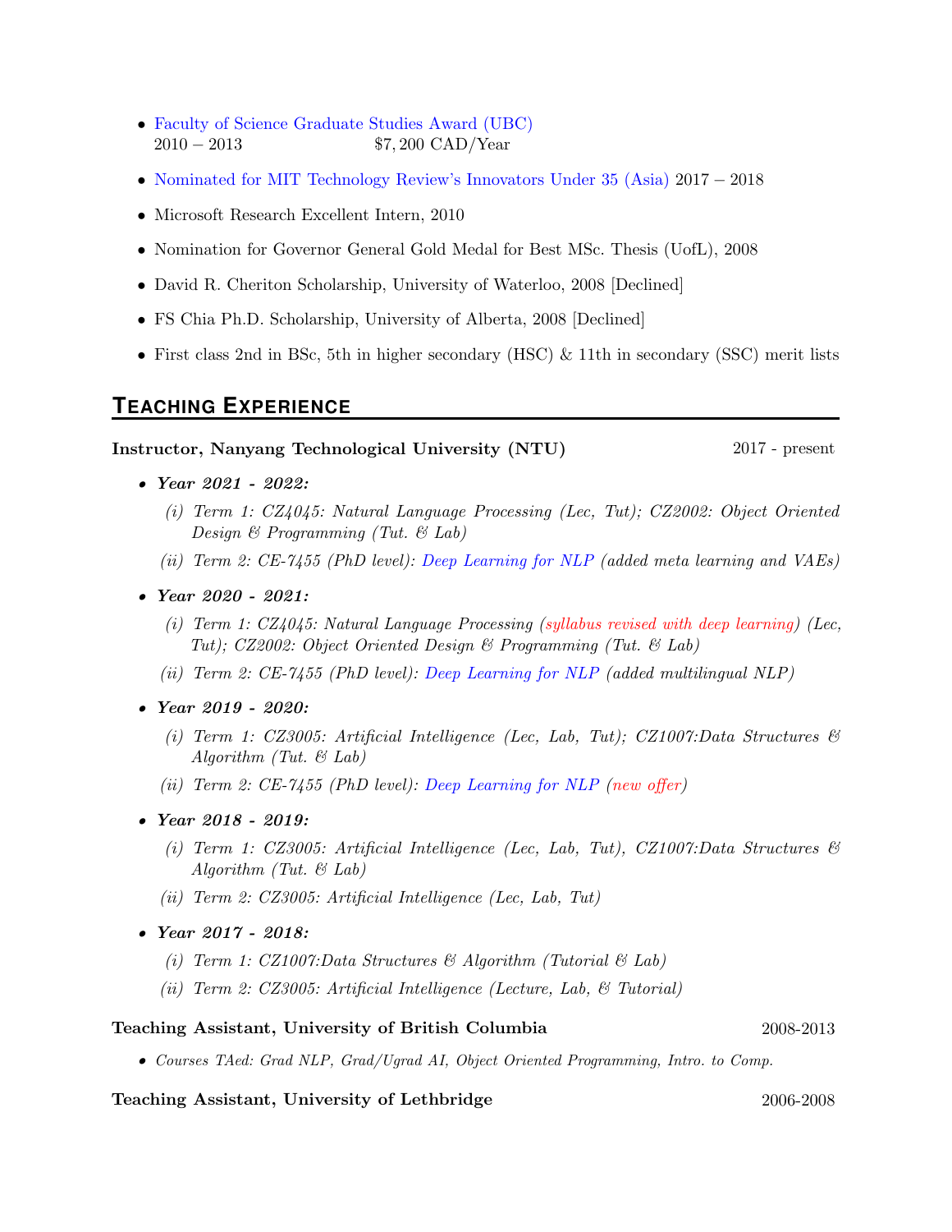- Faculty of Science Graduate Studies Award (UBC)
  2010 – 2013 $7,200 CAD/Year
- Nominated for MIT Technology Review's Innovators Under 35 (Asia) 2017 – 2018
- Microsoft Research Excellent Intern, 2010
- Nomination for Governor General Gold Medal for Best MSc. Thesis (UofL), 2008
- David R. Cheriton Scholarship, University of Waterloo, 2008 [Declined]
- FS Chia Ph.D. Scholarship, University of Alberta, 2008 [Declined]
- First class 2nd in BSc, 5th in higher secondary (HSC) & 11th in secondary (SSC) merit lists

## TEACHING EXPERIENCE

**Instructor, Nanyang Technological University (NTU)** 2017 - present

- ***Year 2021 - 2022:***
  - *(i) Term 1: CZ4045: Natural Language Processing (Lec, Tut); CZ2002: Object Oriented Design & Programming (Tut. & Lab)*
  - *(ii) Term 2: CE-7455 (PhD level): Deep Learning for NLP (added meta learning and VAEs)*
- ***Year 2020 - 2021:***
  - *(i) Term 1: CZ4045: Natural Language Processing (syllabus revised with deep learning) (Lec, Tut); CZ2002: Object Oriented Design & Programming (Tut. & Lab)*
  - *(ii) Term 2: CE-7455 (PhD level): Deep Learning for NLP (added multilingual NLP)*
- ***Year 2019 - 2020:***
  - *(i) Term 1: CZ3005: Artificial Intelligence (Lec, Lab, Tut); CZ1007:Data Structures & Algorithm (Tut. & Lab)*
  - *(ii) Term 2: CE-7455 (PhD level): Deep Learning for NLP (new offer)*
- ***Year 2018 - 2019:***
  - *(i) Term 1: CZ3005: Artificial Intelligence (Lec, Lab, Tut), CZ1007:Data Structures & Algorithm (Tut. & Lab)*
  - *(ii) Term 2: CZ3005: Artificial Intelligence (Lec, Lab, Tut)*
- ***Year 2017 - 2018:***
  - *(i) Term 1: CZ1007:Data Structures & Algorithm (Tutorial & Lab)*
  - *(ii) Term 2: CZ3005: Artificial Intelligence (Lecture, Lab, & Tutorial)*

**Teaching Assistant, University of British Columbia** 2008-2013

- *Courses TAed: Grad NLP, Grad/Ugrad AI, Object Oriented Programming, Intro. to Comp.*

**Teaching Assistant, University of Lethbridge** 2006-2008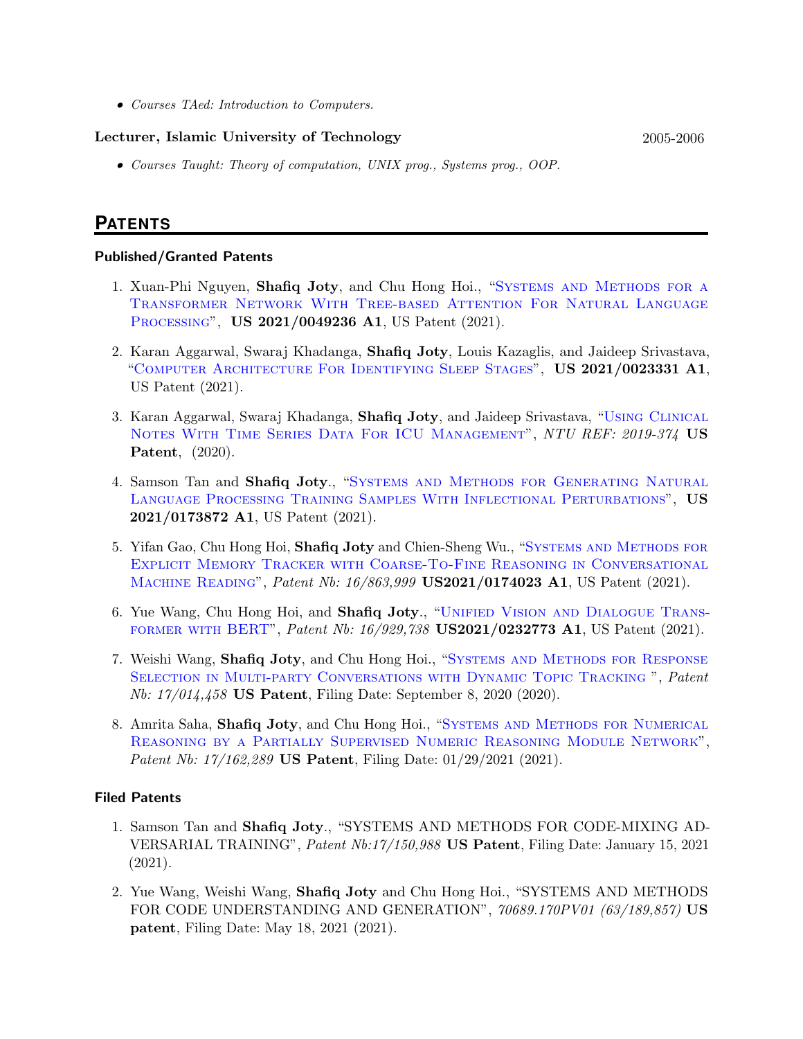- *Courses TAed: Introduction to Computers.*

**Lecturer, Islamic University of Technology** 2005-2006

- *Courses Taught: Theory of computation, UNIX prog., Systems prog., OOP.*

## PATENTS

### Published/Granted Patents

1. Xuan-Phi Nguyen, **Shafiq Joty**, and Chu Hong Hoi., "Systems and Methods for a Transformer Network With Tree-based Attention For Natural Language Processing", **US 2021/0049236 A1**, US Patent (2021).

2. Karan Aggarwal, Swaraj Khadanga, **Shafiq Joty**, Louis Kazaglis, and Jaideep Srivastava, "Computer Architecture For Identifying Sleep Stages", **US 2021/0023331 A1**, US Patent (2021).

3. Karan Aggarwal, Swaraj Khadanga, **Shafiq Joty**, and Jaideep Srivastava, "Using Clinical Notes With Time Series Data For ICU Management", *NTU REF: 2019-374* **US Patent**, (2020).

4. Samson Tan and **Shafiq Joty**., "Systems and Methods for Generating Natural Language Processing Training Samples With Inflectional Perturbations", **US 2021/0173872 A1**, US Patent (2021).

5. Yifan Gao, Chu Hong Hoi, **Shafiq Joty** and Chien-Sheng Wu., "Systems and Methods for Explicit Memory Tracker with Coarse-To-Fine Reasoning in Conversational Machine Reading", *Patent Nb: 16/863,999* **US2021/0174023 A1**, US Patent (2021).

6. Yue Wang, Chu Hong Hoi, and **Shafiq Joty**., "Unified Vision and Dialogue Transformer with BERT", *Patent Nb: 16/929,738* **US2021/0232773 A1**, US Patent (2021).

7. Weishi Wang, **Shafiq Joty**, and Chu Hong Hoi., "Systems and Methods for Response Selection in Multi-party Conversations with Dynamic Topic Tracking ", *Patent Nb: 17/014,458* **US Patent**, Filing Date: September 8, 2020 (2020).

8. Amrita Saha, **Shafiq Joty**, and Chu Hong Hoi., "Systems and Methods for Numerical Reasoning by a Partially Supervised Numeric Reasoning Module Network", *Patent Nb: 17/162,289* **US Patent**, Filing Date: 01/29/2021 (2021).

### Filed Patents

1. Samson Tan and **Shafiq Joty**., "SYSTEMS AND METHODS FOR CODE-MIXING ADVERSARIAL TRAINING", *Patent Nb:17/150,988* **US Patent**, Filing Date: January 15, 2021 (2021).

2. Yue Wang, Weishi Wang, **Shafiq Joty** and Chu Hong Hoi., "SYSTEMS AND METHODS FOR CODE UNDERSTANDING AND GENERATION", *70689.170PV01 (63/189,857)* **US patent**, Filing Date: May 18, 2021 (2021).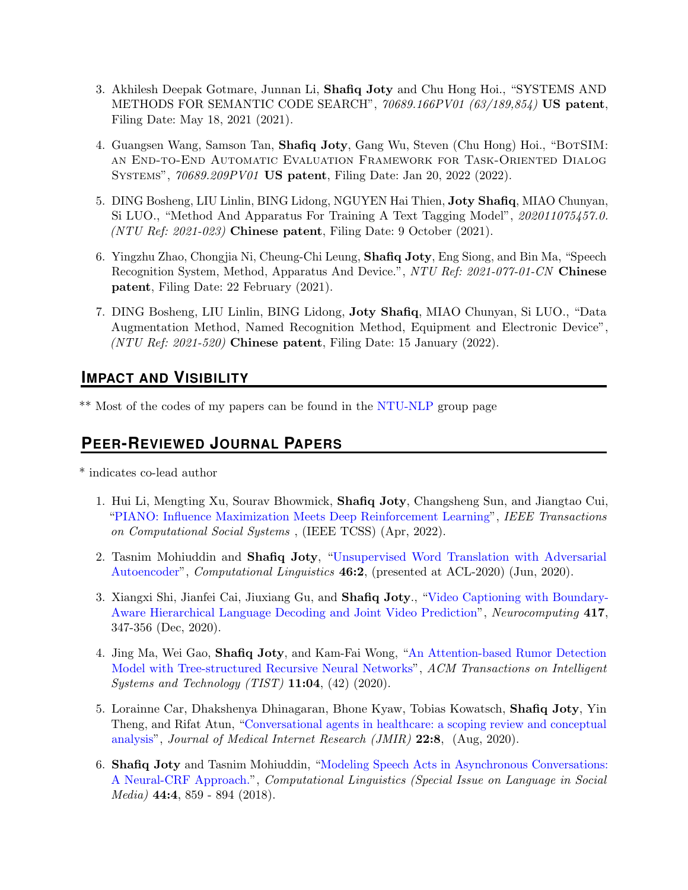3. Akhilesh Deepak Gotmare, Junnan Li, **Shafiq Joty** and Chu Hong Hoi., "SYSTEMS AND METHODS FOR SEMANTIC CODE SEARCH", *70689.166PV01 (63/189,854)* **US patent**, Filing Date: May 18, 2021 (2021).

4. Guangsen Wang, Samson Tan, **Shafiq Joty**, Gang Wu, Steven (Chu Hong) Hoi., "BotSIM: an End-to-End Automatic Evaluation Framework for Task-Oriented Dialog Systems", *70689.209PV01* **US patent**, Filing Date: Jan 20, 2022 (2022).

5. DING Bosheng, LIU Linlin, BING Lidong, NGUYEN Hai Thien, **Joty Shafiq**, MIAO Chunyan, Si LUO., "Method And Apparatus For Training A Text Tagging Model", *202011075457.0. (NTU Ref: 2021-023)* **Chinese patent**, Filing Date: 9 October (2021).

6. Yingzhu Zhao, Chongjia Ni, Cheung-Chi Leung, **Shafiq Joty**, Eng Siong, and Bin Ma, "Speech Recognition System, Method, Apparatus And Device.", *NTU Ref: 2021-077-01-CN* **Chinese patent**, Filing Date: 22 February (2021).

7. DING Bosheng, LIU Linlin, BING Lidong, **Joty Shafiq**, MIAO Chunyan, Si LUO., "Data Augmentation Method, Named Recognition Method, Equipment and Electronic Device", *(NTU Ref: 2021-520)* **Chinese patent**, Filing Date: 15 January (2022).

## Impact and Visibility

** Most of the codes of my papers can be found in the NTU-NLP group page

## Peer-Reviewed Journal Papers

* indicates co-lead author

1. Hui Li, Mengting Xu, Sourav Bhowmick, **Shafiq Joty**, Changsheng Sun, and Jiangtao Cui, "PIANO: Influence Maximization Meets Deep Reinforcement Learning", *IEEE Transactions on Computational Social Systems* , (IEEE TCSS) (Apr, 2022).

2. Tasnim Mohiuddin and **Shafiq Joty**, "Unsupervised Word Translation with Adversarial Autoencoder", *Computational Linguistics* **46:2**, (presented at ACL-2020) (Jun, 2020).

3. Xiangxi Shi, Jianfei Cai, Jiuxiang Gu, and **Shafiq Joty**., "Video Captioning with Boundary-Aware Hierarchical Language Decoding and Joint Video Prediction", *Neurocomputing* **417**, 347-356 (Dec, 2020).

4. Jing Ma, Wei Gao, **Shafiq Joty**, and Kam-Fai Wong, "An Attention-based Rumor Detection Model with Tree-structured Recursive Neural Networks", *ACM Transactions on Intelligent Systems and Technology (TIST)* **11:04**, (42) (2020).

5. Lorainne Car, Dhakshenya Dhinagaran, Bhone Kyaw, Tobias Kowatsch, **Shafiq Joty**, Yin Theng, and Rifat Atun, "Conversational agents in healthcare: a scoping review and conceptual analysis", *Journal of Medical Internet Research (JMIR)* **22:8**, (Aug, 2020).

6. **Shafiq Joty** and Tasnim Mohiuddin, "Modeling Speech Acts in Asynchronous Conversations: A Neural-CRF Approach.", *Computational Linguistics (Special Issue on Language in Social Media)* **44:4**, 859 - 894 (2018).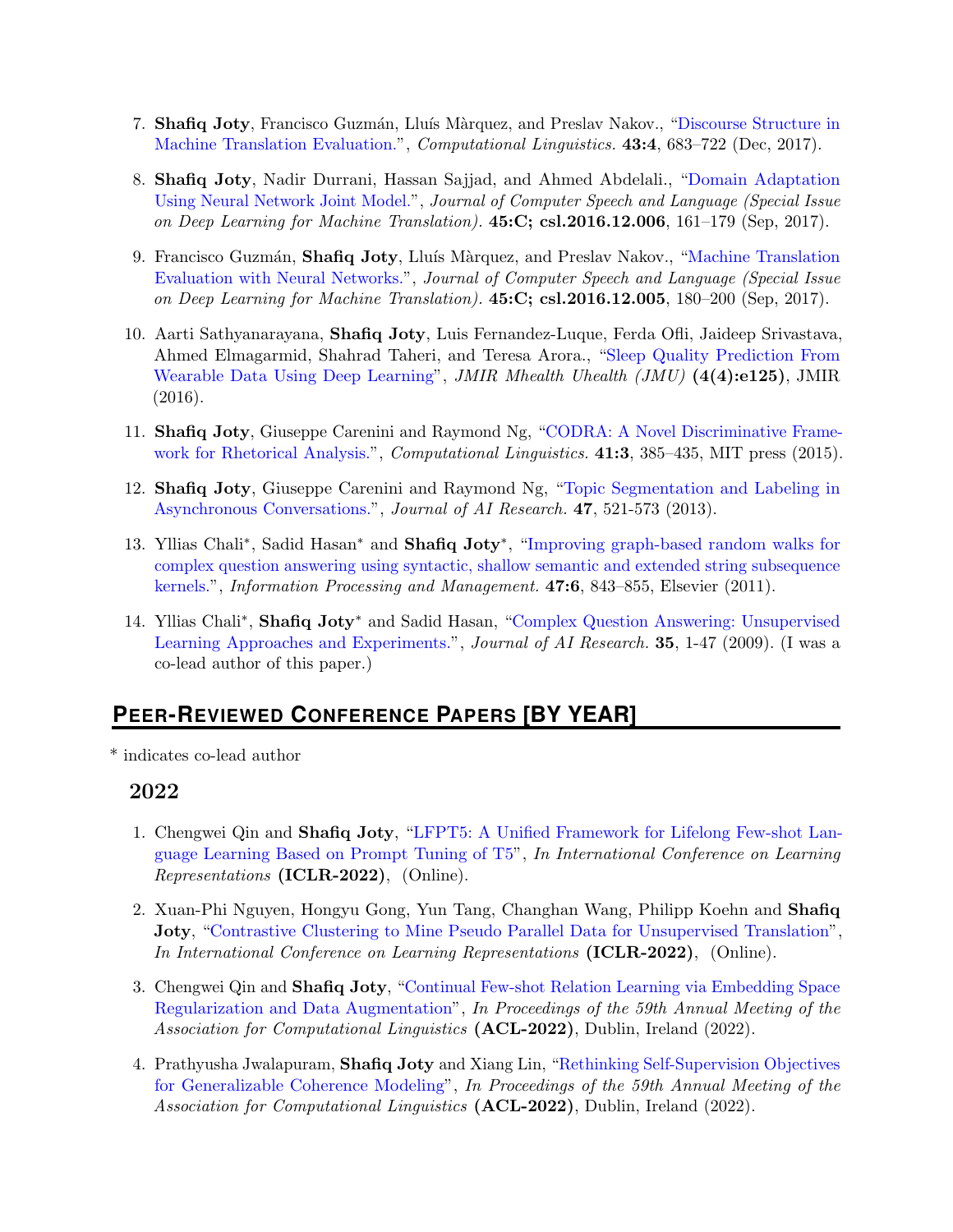7. **Shafiq Joty**, Francisco Guzmán, Lluís Màrquez, and Preslav Nakov., "Discourse Structure in Machine Translation Evaluation.", *Computational Linguistics.* **43:4**, 683–722 (Dec, 2017).

8. **Shafiq Joty**, Nadir Durrani, Hassan Sajjad, and Ahmed Abdelali., "Domain Adaptation Using Neural Network Joint Model.", *Journal of Computer Speech and Language (Special Issue on Deep Learning for Machine Translation).* **45:C; csl.2016.12.006**, 161–179 (Sep, 2017).

9. Francisco Guzmán, **Shafiq Joty**, Lluís Màrquez, and Preslav Nakov., "Machine Translation Evaluation with Neural Networks.", *Journal of Computer Speech and Language (Special Issue on Deep Learning for Machine Translation).* **45:C; csl.2016.12.005**, 180–200 (Sep, 2017).

10. Aarti Sathyanarayana, **Shafiq Joty**, Luis Fernandez-Luque, Ferda Ofli, Jaideep Srivastava, Ahmed Elmagarmid, Shahrad Taheri, and Teresa Arora., "Sleep Quality Prediction From Wearable Data Using Deep Learning", *JMIR Mhealth Uhealth (JMU)* **(4(4):e125)**, JMIR (2016).

11. **Shafiq Joty**, Giuseppe Carenini and Raymond Ng, "CODRA: A Novel Discriminative Framework for Rhetorical Analysis.", *Computational Linguistics.* **41:3**, 385–435, MIT press (2015).

12. **Shafiq Joty**, Giuseppe Carenini and Raymond Ng, "Topic Segmentation and Labeling in Asynchronous Conversations.", *Journal of AI Research.* **47**, 521-573 (2013).

13. Yllias Chali*, Sadid Hasan* and **Shafiq Joty***, "Improving graph-based random walks for complex question answering using syntactic, shallow semantic and extended string subsequence kernels.", *Information Processing and Management.* **47:6**, 843–855, Elsevier (2011).

14. Yllias Chali*, **Shafiq Joty*** and Sadid Hasan, "Complex Question Answering: Unsupervised Learning Approaches and Experiments.", *Journal of AI Research.* **35**, 1-47 (2009). (I was a co-lead author of this paper.)

## Peer-Reviewed Conference Papers [by year]

* indicates co-lead author

### 2022

1. Chengwei Qin and **Shafiq Joty**, "LFPT5: A Unified Framework for Lifelong Few-shot Language Learning Based on Prompt Tuning of T5", *In International Conference on Learning Representations* **(ICLR-2022)**, (Online).

2. Xuan-Phi Nguyen, Hongyu Gong, Yun Tang, Changhan Wang, Philipp Koehn and **Shafiq Joty**, "Contrastive Clustering to Mine Pseudo Parallel Data for Unsupervised Translation", *In International Conference on Learning Representations* **(ICLR-2022)**, (Online).

3. Chengwei Qin and **Shafiq Joty**, "Continual Few-shot Relation Learning via Embedding Space Regularization and Data Augmentation", *In Proceedings of the 59th Annual Meeting of the Association for Computational Linguistics* **(ACL-2022)**, Dublin, Ireland (2022).

4. Prathyusha Jwalapuram, **Shafiq Joty** and Xiang Lin, "Rethinking Self-Supervision Objectives for Generalizable Coherence Modeling", *In Proceedings of the 59th Annual Meeting of the Association for Computational Linguistics* **(ACL-2022)**, Dublin, Ireland (2022).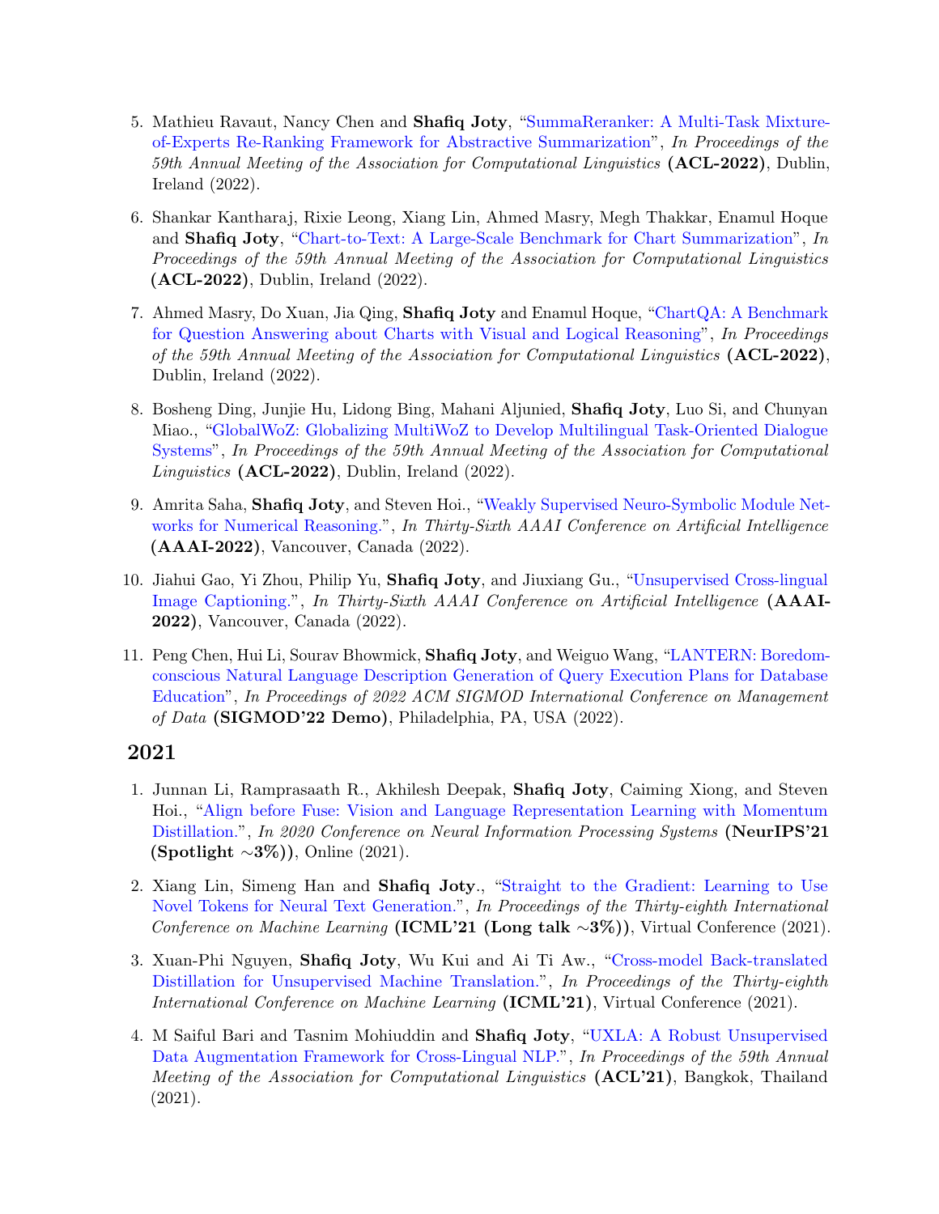5. Mathieu Ravaut, Nancy Chen and **Shafiq Joty**, "SummaReranker: A Multi-Task Mixture-of-Experts Re-Ranking Framework for Abstractive Summarization", *In Proceedings of the 59th Annual Meeting of the Association for Computational Linguistics* **(ACL-2022)**, Dublin, Ireland (2022).

6. Shankar Kantharaj, Rixie Leong, Xiang Lin, Ahmed Masry, Megh Thakkar, Enamul Hoque and **Shafiq Joty**, "Chart-to-Text: A Large-Scale Benchmark for Chart Summarization", *In Proceedings of the 59th Annual Meeting of the Association for Computational Linguistics* **(ACL-2022)**, Dublin, Ireland (2022).

7. Ahmed Masry, Do Xuan, Jia Qing, **Shafiq Joty** and Enamul Hoque, "ChartQA: A Benchmark for Question Answering about Charts with Visual and Logical Reasoning", *In Proceedings of the 59th Annual Meeting of the Association for Computational Linguistics* **(ACL-2022)**, Dublin, Ireland (2022).

8. Bosheng Ding, Junjie Hu, Lidong Bing, Mahani Aljunied, **Shafiq Joty**, Luo Si, and Chunyan Miao., "GlobalWoZ: Globalizing MultiWoZ to Develop Multilingual Task-Oriented Dialogue Systems", *In Proceedings of the 59th Annual Meeting of the Association for Computational Linguistics* **(ACL-2022)**, Dublin, Ireland (2022).

9. Amrita Saha, **Shafiq Joty**, and Steven Hoi., "Weakly Supervised Neuro-Symbolic Module Networks for Numerical Reasoning.", *In Thirty-Sixth AAAI Conference on Artificial Intelligence* **(AAAI-2022)**, Vancouver, Canada (2022).

10. Jiahui Gao, Yi Zhou, Philip Yu, **Shafiq Joty**, and Jiuxiang Gu., "Unsupervised Cross-lingual Image Captioning.", *In Thirty-Sixth AAAI Conference on Artificial Intelligence* **(AAAI-2022)**, Vancouver, Canada (2022).

11. Peng Chen, Hui Li, Sourav Bhowmick, **Shafiq Joty**, and Weiguo Wang, "LANTERN: Boredom-conscious Natural Language Description Generation of Query Execution Plans for Database Education", *In Proceedings of 2022 ACM SIGMOD International Conference on Management of Data* **(SIGMOD'22 Demo)**, Philadelphia, PA, USA (2022).

## 2021

1. Junnan Li, Ramprasaath R., Akhilesh Deepak, **Shafiq Joty**, Caiming Xiong, and Steven Hoi., "Align before Fuse: Vision and Language Representation Learning with Momentum Distillation.", *In 2020 Conference on Neural Information Processing Systems* **(NeurIPS'21 (Spotlight ∼3%))**, Online (2021).

2. Xiang Lin, Simeng Han and **Shafiq Joty**., "Straight to the Gradient: Learning to Use Novel Tokens for Neural Text Generation.", *In Proceedings of the Thirty-eighth International Conference on Machine Learning* **(ICML'21 (Long talk ∼3%))**, Virtual Conference (2021).

3. Xuan-Phi Nguyen, **Shafiq Joty**, Wu Kui and Ai Ti Aw., "Cross-model Back-translated Distillation for Unsupervised Machine Translation.", *In Proceedings of the Thirty-eighth International Conference on Machine Learning* **(ICML'21)**, Virtual Conference (2021).

4. M Saiful Bari and Tasnim Mohiuddin and **Shafiq Joty**, "UXLA: A Robust Unsupervised Data Augmentation Framework for Cross-Lingual NLP.", *In Proceedings of the 59th Annual Meeting of the Association for Computational Linguistics* **(ACL'21)**, Bangkok, Thailand (2021).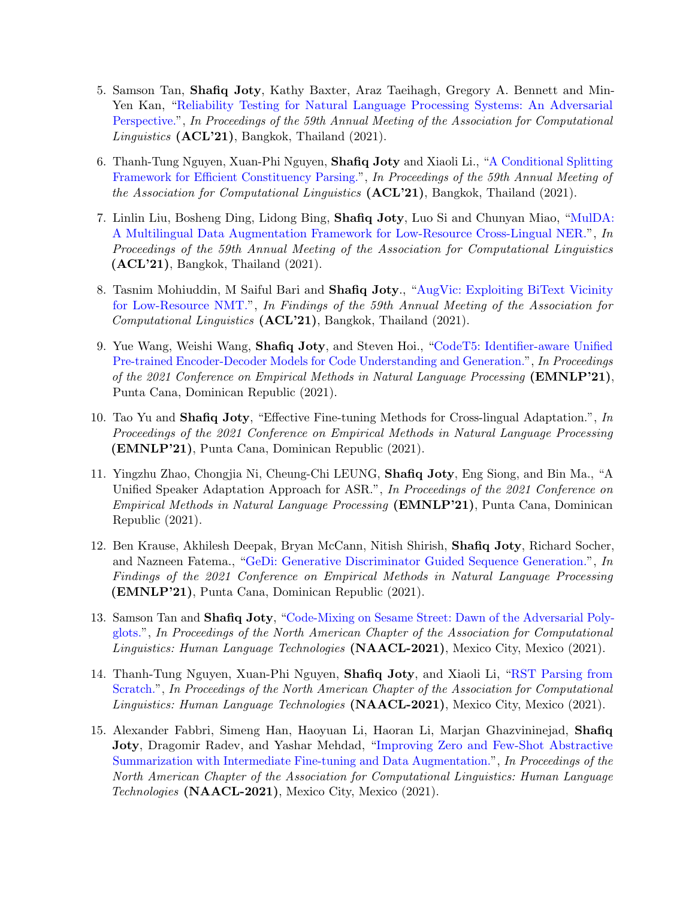5. Samson Tan, **Shafiq Joty**, Kathy Baxter, Araz Taeihagh, Gregory A. Bennett and Min-Yen Kan, "Reliability Testing for Natural Language Processing Systems: An Adversarial Perspective.", *In Proceedings of the 59th Annual Meeting of the Association for Computational Linguistics* **(ACL'21)**, Bangkok, Thailand (2021).

6. Thanh-Tung Nguyen, Xuan-Phi Nguyen, **Shafiq Joty** and Xiaoli Li., "A Conditional Splitting Framework for Efficient Constituency Parsing.", *In Proceedings of the 59th Annual Meeting of the Association for Computational Linguistics* **(ACL'21)**, Bangkok, Thailand (2021).

7. Linlin Liu, Bosheng Ding, Lidong Bing, **Shafiq Joty**, Luo Si and Chunyan Miao, "MulDA: A Multilingual Data Augmentation Framework for Low-Resource Cross-Lingual NER.", *In Proceedings of the 59th Annual Meeting of the Association for Computational Linguistics* **(ACL'21)**, Bangkok, Thailand (2021).

8. Tasnim Mohiuddin, M Saiful Bari and **Shafiq Joty**., "AugVic: Exploiting BiText Vicinity for Low-Resource NMT.", *In Findings of the 59th Annual Meeting of the Association for Computational Linguistics* **(ACL'21)**, Bangkok, Thailand (2021).

9. Yue Wang, Weishi Wang, **Shafiq Joty**, and Steven Hoi., "CodeT5: Identifier-aware Unified Pre-trained Encoder-Decoder Models for Code Understanding and Generation.", *In Proceedings of the 2021 Conference on Empirical Methods in Natural Language Processing* **(EMNLP'21)**, Punta Cana, Dominican Republic (2021).

10. Tao Yu and **Shafiq Joty**, "Effective Fine-tuning Methods for Cross-lingual Adaptation.", *In Proceedings of the 2021 Conference on Empirical Methods in Natural Language Processing* **(EMNLP'21)**, Punta Cana, Dominican Republic (2021).

11. Yingzhu Zhao, Chongjia Ni, Cheung-Chi LEUNG, **Shafiq Joty**, Eng Siong, and Bin Ma., "A Unified Speaker Adaptation Approach for ASR.", *In Proceedings of the 2021 Conference on Empirical Methods in Natural Language Processing* **(EMNLP'21)**, Punta Cana, Dominican Republic (2021).

12. Ben Krause, Akhilesh Deepak, Bryan McCann, Nitish Shirish, **Shafiq Joty**, Richard Socher, and Nazneen Fatema., "GeDi: Generative Discriminator Guided Sequence Generation.", *In Findings of the 2021 Conference on Empirical Methods in Natural Language Processing* **(EMNLP'21)**, Punta Cana, Dominican Republic (2021).

13. Samson Tan and **Shafiq Joty**, "Code-Mixing on Sesame Street: Dawn of the Adversarial Polyglots.", *In Proceedings of the North American Chapter of the Association for Computational Linguistics: Human Language Technologies* **(NAACL-2021)**, Mexico City, Mexico (2021).

14. Thanh-Tung Nguyen, Xuan-Phi Nguyen, **Shafiq Joty**, and Xiaoli Li, "RST Parsing from Scratch.", *In Proceedings of the North American Chapter of the Association for Computational Linguistics: Human Language Technologies* **(NAACL-2021)**, Mexico City, Mexico (2021).

15. Alexander Fabbri, Simeng Han, Haoyuan Li, Haoran Li, Marjan Ghazvininejad, **Shafiq Joty**, Dragomir Radev, and Yashar Mehdad, "Improving Zero and Few-Shot Abstractive Summarization with Intermediate Fine-tuning and Data Augmentation.", *In Proceedings of the North American Chapter of the Association for Computational Linguistics: Human Language Technologies* **(NAACL-2021)**, Mexico City, Mexico (2021).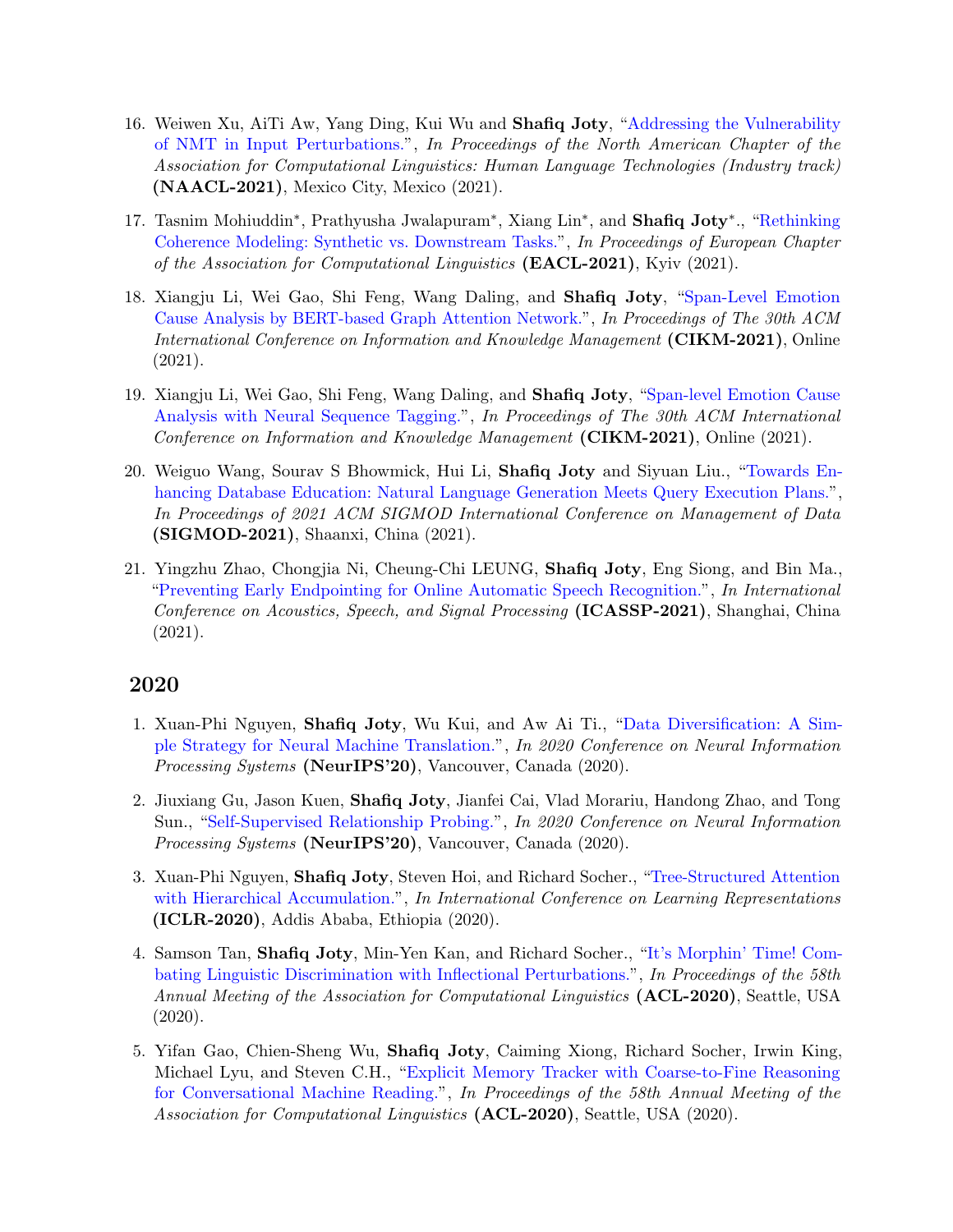16. Weiwen Xu, AiTi Aw, Yang Ding, Kui Wu and **Shafiq Joty**, "Addressing the Vulnerability of NMT in Input Perturbations.", *In Proceedings of the North American Chapter of the Association for Computational Linguistics: Human Language Technologies (Industry track)* **(NAACL-2021)**, Mexico City, Mexico (2021).

17. Tasnim Mohiuddin*, Prathyusha Jwalapuram*, Xiang Lin*, and **Shafiq Joty***., "Rethinking Coherence Modeling: Synthetic vs. Downstream Tasks.", *In Proceedings of European Chapter of the Association for Computational Linguistics* **(EACL-2021)**, Kyiv (2021).

18. Xiangju Li, Wei Gao, Shi Feng, Wang Daling, and **Shafiq Joty**, "Span-Level Emotion Cause Analysis by BERT-based Graph Attention Network.", *In Proceedings of The 30th ACM International Conference on Information and Knowledge Management* **(CIKM-2021)**, Online (2021).

19. Xiangju Li, Wei Gao, Shi Feng, Wang Daling, and **Shafiq Joty**, "Span-level Emotion Cause Analysis with Neural Sequence Tagging.", *In Proceedings of The 30th ACM International Conference on Information and Knowledge Management* **(CIKM-2021)**, Online (2021).

20. Weiguo Wang, Sourav S Bhowmick, Hui Li, **Shafiq Joty** and Siyuan Liu., "Towards Enhancing Database Education: Natural Language Generation Meets Query Execution Plans.", *In Proceedings of 2021 ACM SIGMOD International Conference on Management of Data* **(SIGMOD-2021)**, Shaanxi, China (2021).

21. Yingzhu Zhao, Chongjia Ni, Cheung-Chi LEUNG, **Shafiq Joty**, Eng Siong, and Bin Ma., "Preventing Early Endpointing for Online Automatic Speech Recognition.", *In International Conference on Acoustics, Speech, and Signal Processing* **(ICASSP-2021)**, Shanghai, China (2021).

## 2020

1. Xuan-Phi Nguyen, **Shafiq Joty**, Wu Kui, and Aw Ai Ti., "Data Diversification: A Simple Strategy for Neural Machine Translation.", *In 2020 Conference on Neural Information Processing Systems* **(NeurIPS'20)**, Vancouver, Canada (2020).

2. Jiuxiang Gu, Jason Kuen, **Shafiq Joty**, Jianfei Cai, Vlad Morariu, Handong Zhao, and Tong Sun., "Self-Supervised Relationship Probing.", *In 2020 Conference on Neural Information Processing Systems* **(NeurIPS'20)**, Vancouver, Canada (2020).

3. Xuan-Phi Nguyen, **Shafiq Joty**, Steven Hoi, and Richard Socher., "Tree-Structured Attention with Hierarchical Accumulation.", *In International Conference on Learning Representations* **(ICLR-2020)**, Addis Ababa, Ethiopia (2020).

4. Samson Tan, **Shafiq Joty**, Min-Yen Kan, and Richard Socher., "It's Morphin' Time! Combating Linguistic Discrimination with Inflectional Perturbations.", *In Proceedings of the 58th Annual Meeting of the Association for Computational Linguistics* **(ACL-2020)**, Seattle, USA (2020).

5. Yifan Gao, Chien-Sheng Wu, **Shafiq Joty**, Caiming Xiong, Richard Socher, Irwin King, Michael Lyu, and Steven C.H., "Explicit Memory Tracker with Coarse-to-Fine Reasoning for Conversational Machine Reading.", *In Proceedings of the 58th Annual Meeting of the Association for Computational Linguistics* **(ACL-2020)**, Seattle, USA (2020).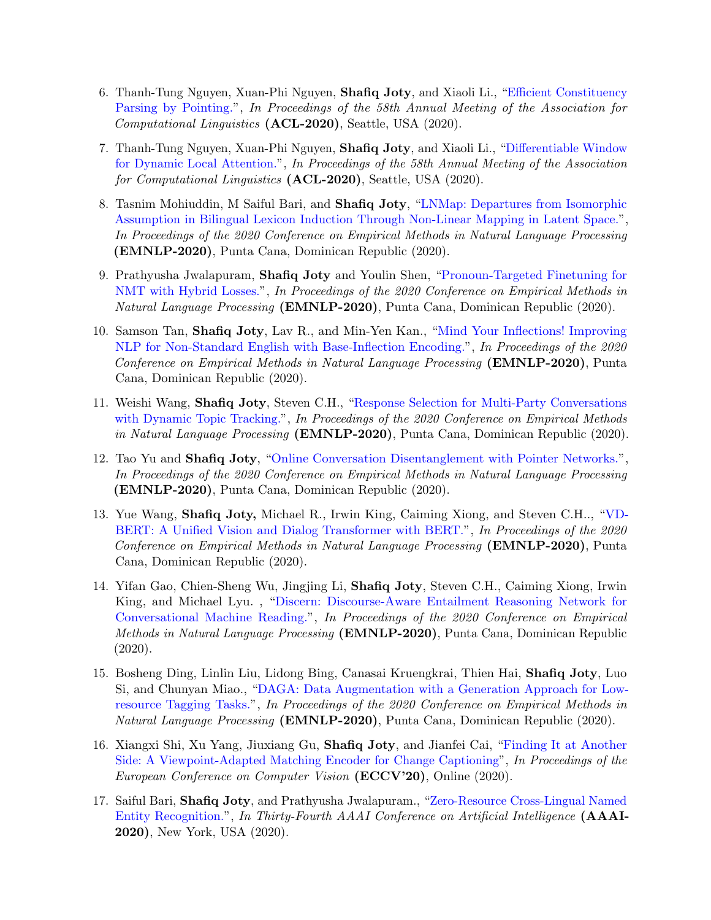6. Thanh-Tung Nguyen, Xuan-Phi Nguyen, **Shafiq Joty**, and Xiaoli Li., "Efficient Constituency Parsing by Pointing.", *In Proceedings of the 58th Annual Meeting of the Association for Computational Linguistics* **(ACL-2020)**, Seattle, USA (2020).

7. Thanh-Tung Nguyen, Xuan-Phi Nguyen, **Shafiq Joty**, and Xiaoli Li., "Differentiable Window for Dynamic Local Attention.", *In Proceedings of the 58th Annual Meeting of the Association for Computational Linguistics* **(ACL-2020)**, Seattle, USA (2020).

8. Tasnim Mohiuddin, M Saiful Bari, and **Shafiq Joty**, "LNMap: Departures from Isomorphic Assumption in Bilingual Lexicon Induction Through Non-Linear Mapping in Latent Space.", *In Proceedings of the 2020 Conference on Empirical Methods in Natural Language Processing* **(EMNLP-2020)**, Punta Cana, Dominican Republic (2020).

9. Prathyusha Jwalapuram, **Shafiq Joty** and Youlin Shen, "Pronoun-Targeted Finetuning for NMT with Hybrid Losses.", *In Proceedings of the 2020 Conference on Empirical Methods in Natural Language Processing* **(EMNLP-2020)**, Punta Cana, Dominican Republic (2020).

10. Samson Tan, **Shafiq Joty**, Lav R., and Min-Yen Kan., "Mind Your Inflections! Improving NLP for Non-Standard English with Base-Inflection Encoding.", *In Proceedings of the 2020 Conference on Empirical Methods in Natural Language Processing* **(EMNLP-2020)**, Punta Cana, Dominican Republic (2020).

11. Weishi Wang, **Shafiq Joty**, Steven C.H., "Response Selection for Multi-Party Conversations with Dynamic Topic Tracking.", *In Proceedings of the 2020 Conference on Empirical Methods in Natural Language Processing* **(EMNLP-2020)**, Punta Cana, Dominican Republic (2020).

12. Tao Yu and **Shafiq Joty**, "Online Conversation Disentanglement with Pointer Networks.", *In Proceedings of the 2020 Conference on Empirical Methods in Natural Language Processing* **(EMNLP-2020)**, Punta Cana, Dominican Republic (2020).

13. Yue Wang, **Shafiq Joty,** Michael R., Irwin King, Caiming Xiong, and Steven C.H.., "VD-BERT: A Unified Vision and Dialog Transformer with BERT.", *In Proceedings of the 2020 Conference on Empirical Methods in Natural Language Processing* **(EMNLP-2020)**, Punta Cana, Dominican Republic (2020).

14. Yifan Gao, Chien-Sheng Wu, Jingjing Li, **Shafiq Joty**, Steven C.H., Caiming Xiong, Irwin King, and Michael Lyu. , "Discern: Discourse-Aware Entailment Reasoning Network for Conversational Machine Reading.", *In Proceedings of the 2020 Conference on Empirical Methods in Natural Language Processing* **(EMNLP-2020)**, Punta Cana, Dominican Republic (2020).

15. Bosheng Ding, Linlin Liu, Lidong Bing, Canasai Kruengkrai, Thien Hai, **Shafiq Joty**, Luo Si, and Chunyan Miao., "DAGA: Data Augmentation with a Generation Approach for Low-resource Tagging Tasks.", *In Proceedings of the 2020 Conference on Empirical Methods in Natural Language Processing* **(EMNLP-2020)**, Punta Cana, Dominican Republic (2020).

16. Xiangxi Shi, Xu Yang, Jiuxiang Gu, **Shafiq Joty**, and Jianfei Cai, "Finding It at Another Side: A Viewpoint-Adapted Matching Encoder for Change Captioning", *In Proceedings of the European Conference on Computer Vision* **(ECCV'20)**, Online (2020).

17. Saiful Bari, **Shafiq Joty**, and Prathyusha Jwalapuram., "Zero-Resource Cross-Lingual Named Entity Recognition.", *In Thirty-Fourth AAAI Conference on Artificial Intelligence* **(AAAI-2020)**, New York, USA (2020).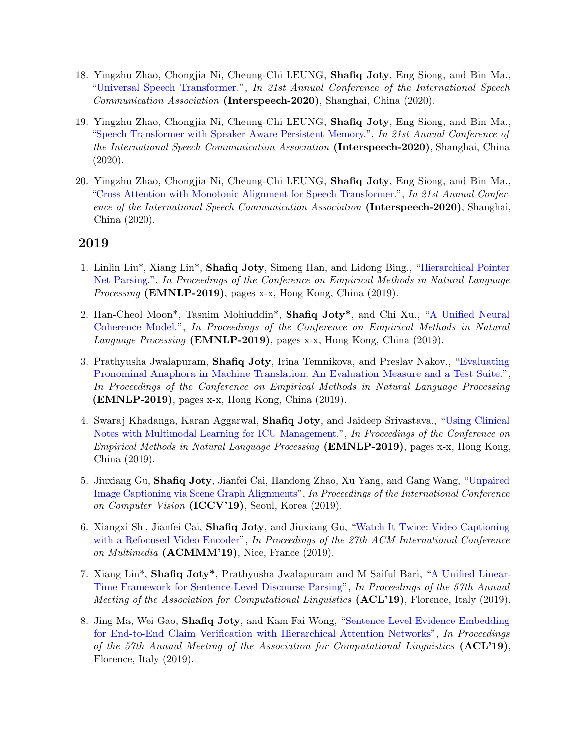18. Yingzhu Zhao, Chongjia Ni, Cheung-Chi LEUNG, **Shafiq Joty**, Eng Siong, and Bin Ma., "Universal Speech Transformer.", *In 21st Annual Conference of the International Speech Communication Association* **(Interspeech-2020)**, Shanghai, China (2020).

19. Yingzhu Zhao, Chongjia Ni, Cheung-Chi LEUNG, **Shafiq Joty**, Eng Siong, and Bin Ma., "Speech Transformer with Speaker Aware Persistent Memory.", *In 21st Annual Conference of the International Speech Communication Association* **(Interspeech-2020)**, Shanghai, China (2020).

20. Yingzhu Zhao, Chongjia Ni, Cheung-Chi LEUNG, **Shafiq Joty**, Eng Siong, and Bin Ma., "Cross Attention with Monotonic Alignment for Speech Transformer.", *In 21st Annual Conference of the International Speech Communication Association* **(Interspeech-2020)**, Shanghai, China (2020).

## 2019

1. Linlin Liu*, Xiang Lin*, **Shafiq Joty**, Simeng Han, and Lidong Bing., "Hierarchical Pointer Net Parsing.", *In Proceedings of the Conference on Empirical Methods in Natural Language Processing* **(EMNLP-2019)**, pages x-x, Hong Kong, China (2019).

2. Han-Cheol Moon*, Tasnim Mohiuddin*, **Shafiq Joty***, and Chi Xu., "A Unified Neural Coherence Model.", *In Proceedings of the Conference on Empirical Methods in Natural Language Processing* **(EMNLP-2019)**, pages x-x, Hong Kong, China (2019).

3. Prathyusha Jwalapuram, **Shafiq Joty**, Irina Temnikova, and Preslav Nakov., "Evaluating Pronominal Anaphora in Machine Translation: An Evaluation Measure and a Test Suite.", *In Proceedings of the Conference on Empirical Methods in Natural Language Processing* **(EMNLP-2019)**, pages x-x, Hong Kong, China (2019).

4. Swaraj Khadanga, Karan Aggarwal, **Shafiq Joty**, and Jaideep Srivastava., "Using Clinical Notes with Multimodal Learning for ICU Management.", *In Proceedings of the Conference on Empirical Methods in Natural Language Processing* **(EMNLP-2019)**, pages x-x, Hong Kong, China (2019).

5. Jiuxiang Gu, **Shafiq Joty**, Jianfei Cai, Handong Zhao, Xu Yang, and Gang Wang, "Unpaired Image Captioning via Scene Graph Alignments", *In Proceedings of the International Conference on Computer Vision* **(ICCV'19)**, Seoul, Korea (2019).

6. Xiangxi Shi, Jianfei Cai, **Shafiq Joty**, and Jiuxiang Gu, "Watch It Twice: Video Captioning with a Refocused Video Encoder", *In Proceedings of the 27th ACM International Conference on Multimedia* **(ACMMM'19)**, Nice, France (2019).

7. Xiang Lin*, **Shafiq Joty***, Prathyusha Jwalapuram and M Saiful Bari, "A Unified Linear-Time Framework for Sentence-Level Discourse Parsing", *In Proceedings of the 57th Annual Meeting of the Association for Computational Linguistics* **(ACL'19)**, Florence, Italy (2019).

8. Jing Ma, Wei Gao, **Shafiq Joty**, and Kam-Fai Wong, "Sentence-Level Evidence Embedding for End-to-End Claim Verification with Hierarchical Attention Networks", *In Proceedings of the 57th Annual Meeting of the Association for Computational Linguistics* **(ACL'19)**, Florence, Italy (2019).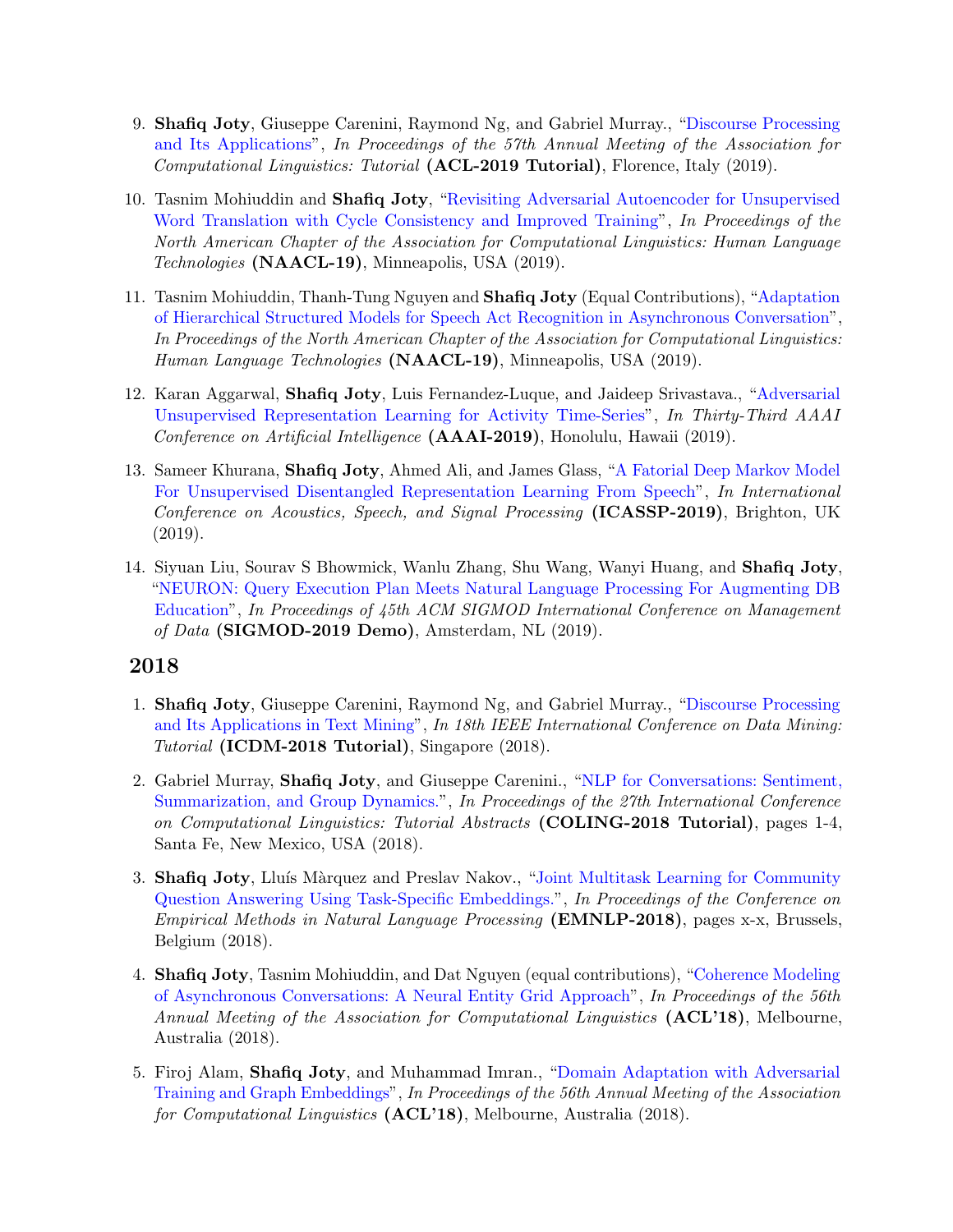9. **Shafiq Joty**, Giuseppe Carenini, Raymond Ng, and Gabriel Murray., "Discourse Processing and Its Applications", *In Proceedings of the 57th Annual Meeting of the Association for Computational Linguistics: Tutorial* **(ACL-2019 Tutorial)**, Florence, Italy (2019).

10. Tasnim Mohiuddin and **Shafiq Joty**, "Revisiting Adversarial Autoencoder for Unsupervised Word Translation with Cycle Consistency and Improved Training", *In Proceedings of the North American Chapter of the Association for Computational Linguistics: Human Language Technologies* **(NAACL-19)**, Minneapolis, USA (2019).

11. Tasnim Mohiuddin, Thanh-Tung Nguyen and **Shafiq Joty** (Equal Contributions), "Adaptation of Hierarchical Structured Models for Speech Act Recognition in Asynchronous Conversation", *In Proceedings of the North American Chapter of the Association for Computational Linguistics: Human Language Technologies* **(NAACL-19)**, Minneapolis, USA (2019).

12. Karan Aggarwal, **Shafiq Joty**, Luis Fernandez-Luque, and Jaideep Srivastava., "Adversarial Unsupervised Representation Learning for Activity Time-Series", *In Thirty-Third AAAI Conference on Artificial Intelligence* **(AAAI-2019)**, Honolulu, Hawaii (2019).

13. Sameer Khurana, **Shafiq Joty**, Ahmed Ali, and James Glass, "A Fatorial Deep Markov Model For Unsupervised Disentangled Representation Learning From Speech", *In International Conference on Acoustics, Speech, and Signal Processing* **(ICASSP-2019)**, Brighton, UK (2019).

14. Siyuan Liu, Sourav S Bhowmick, Wanlu Zhang, Shu Wang, Wanyi Huang, and **Shafiq Joty**, "NEURON: Query Execution Plan Meets Natural Language Processing For Augmenting DB Education", *In Proceedings of 45th ACM SIGMOD International Conference on Management of Data* **(SIGMOD-2019 Demo)**, Amsterdam, NL (2019).

## 2018

1. **Shafiq Joty**, Giuseppe Carenini, Raymond Ng, and Gabriel Murray., "Discourse Processing and Its Applications in Text Mining", *In 18th IEEE International Conference on Data Mining: Tutorial* **(ICDM-2018 Tutorial)**, Singapore (2018).

2. Gabriel Murray, **Shafiq Joty**, and Giuseppe Carenini., "NLP for Conversations: Sentiment, Summarization, and Group Dynamics.", *In Proceedings of the 27th International Conference on Computational Linguistics: Tutorial Abstracts* **(COLING-2018 Tutorial)**, pages 1-4, Santa Fe, New Mexico, USA (2018).

3. **Shafiq Joty**, Lluís Màrquez and Preslav Nakov., "Joint Multitask Learning for Community Question Answering Using Task-Specific Embeddings.", *In Proceedings of the Conference on Empirical Methods in Natural Language Processing* **(EMNLP-2018)**, pages x-x, Brussels, Belgium (2018).

4. **Shafiq Joty**, Tasnim Mohiuddin, and Dat Nguyen (equal contributions), "Coherence Modeling of Asynchronous Conversations: A Neural Entity Grid Approach", *In Proceedings of the 56th Annual Meeting of the Association for Computational Linguistics* **(ACL'18)**, Melbourne, Australia (2018).

5. Firoj Alam, **Shafiq Joty**, and Muhammad Imran., "Domain Adaptation with Adversarial Training and Graph Embeddings", *In Proceedings of the 56th Annual Meeting of the Association for Computational Linguistics* **(ACL'18)**, Melbourne, Australia (2018).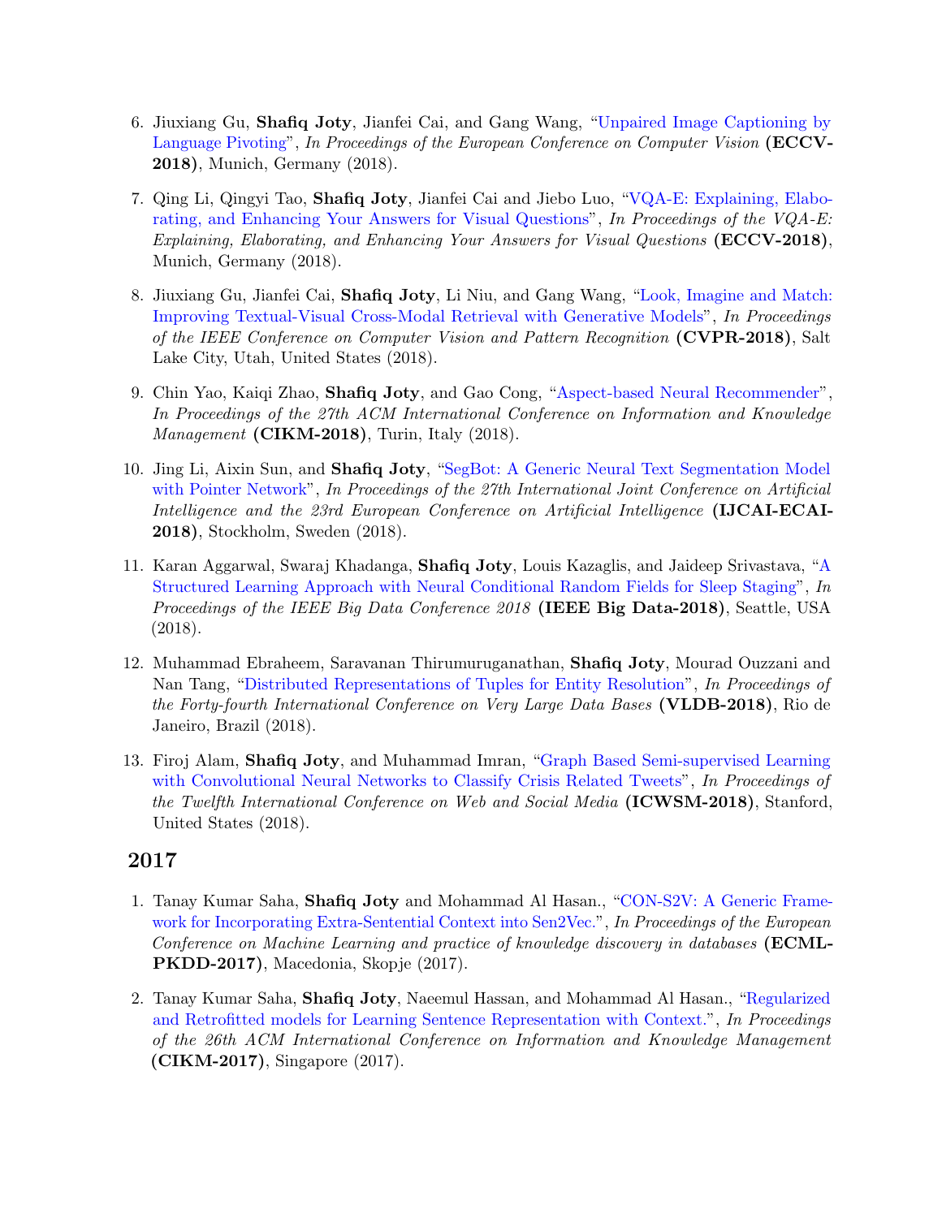6. Jiuxiang Gu, **Shafiq Joty**, Jianfei Cai, and Gang Wang, "Unpaired Image Captioning by Language Pivoting", *In Proceedings of the European Conference on Computer Vision* **(ECCV-2018)**, Munich, Germany (2018).

7. Qing Li, Qingyi Tao, **Shafiq Joty**, Jianfei Cai and Jiebo Luo, "VQA-E: Explaining, Elaborating, and Enhancing Your Answers for Visual Questions", *In Proceedings of the VQA-E: Explaining, Elaborating, and Enhancing Your Answers for Visual Questions* **(ECCV-2018)**, Munich, Germany (2018).

8. Jiuxiang Gu, Jianfei Cai, **Shafiq Joty**, Li Niu, and Gang Wang, "Look, Imagine and Match: Improving Textual-Visual Cross-Modal Retrieval with Generative Models", *In Proceedings of the IEEE Conference on Computer Vision and Pattern Recognition* **(CVPR-2018)**, Salt Lake City, Utah, United States (2018).

9. Chin Yao, Kaiqi Zhao, **Shafiq Joty**, and Gao Cong, "Aspect-based Neural Recommender", *In Proceedings of the 27th ACM International Conference on Information and Knowledge Management* **(CIKM-2018)**, Turin, Italy (2018).

10. Jing Li, Aixin Sun, and **Shafiq Joty**, "SegBot: A Generic Neural Text Segmentation Model with Pointer Network", *In Proceedings of the 27th International Joint Conference on Artificial Intelligence and the 23rd European Conference on Artificial Intelligence* **(IJCAI-ECAI-2018)**, Stockholm, Sweden (2018).

11. Karan Aggarwal, Swaraj Khadanga, **Shafiq Joty**, Louis Kazaglis, and Jaideep Srivastava, "A Structured Learning Approach with Neural Conditional Random Fields for Sleep Staging", *In Proceedings of the IEEE Big Data Conference 2018* **(IEEE Big Data-2018)**, Seattle, USA (2018).

12. Muhammad Ebraheem, Saravanan Thirumuruganathan, **Shafiq Joty**, Mourad Ouzzani and Nan Tang, "Distributed Representations of Tuples for Entity Resolution", *In Proceedings of the Forty-fourth International Conference on Very Large Data Bases* **(VLDB-2018)**, Rio de Janeiro, Brazil (2018).

13. Firoj Alam, **Shafiq Joty**, and Muhammad Imran, "Graph Based Semi-supervised Learning with Convolutional Neural Networks to Classify Crisis Related Tweets", *In Proceedings of the Twelfth International Conference on Web and Social Media* **(ICWSM-2018)**, Stanford, United States (2018).

## 2017

1. Tanay Kumar Saha, **Shafiq Joty** and Mohammad Al Hasan., "CON-S2V: A Generic Framework for Incorporating Extra-Sentential Context into Sen2Vec.", *In Proceedings of the European Conference on Machine Learning and practice of knowledge discovery in databases* **(ECML-PKDD-2017)**, Macedonia, Skopje (2017).

2. Tanay Kumar Saha, **Shafiq Joty**, Naeemul Hassan, and Mohammad Al Hasan., "Regularized and Retrofitted models for Learning Sentence Representation with Context.", *In Proceedings of the 26th ACM International Conference on Information and Knowledge Management* **(CIKM-2017)**, Singapore (2017).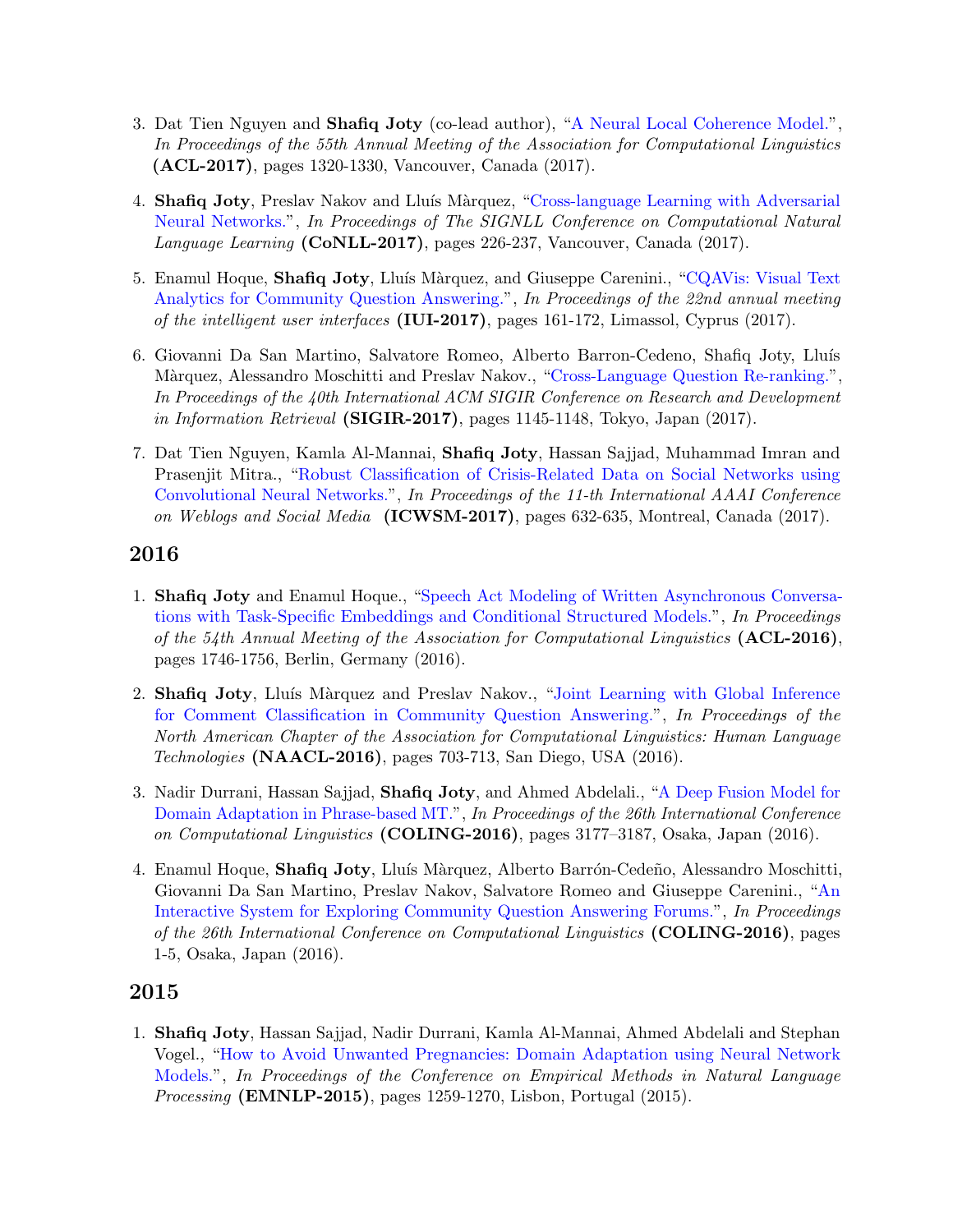3. Dat Tien Nguyen and **Shafiq Joty** (co-lead author), "A Neural Local Coherence Model.", *In Proceedings of the 55th Annual Meeting of the Association for Computational Linguistics* **(ACL-2017)**, pages 1320-1330, Vancouver, Canada (2017).

4. **Shafiq Joty**, Preslav Nakov and Lluís Màrquez, "Cross-language Learning with Adversarial Neural Networks.", *In Proceedings of The SIGNLL Conference on Computational Natural Language Learning* **(CoNLL-2017)**, pages 226-237, Vancouver, Canada (2017).

5. Enamul Hoque, **Shafiq Joty**, Lluís Màrquez, and Giuseppe Carenini., "CQAVis: Visual Text Analytics for Community Question Answering.", *In Proceedings of the 22nd annual meeting of the intelligent user interfaces* **(IUI-2017)**, pages 161-172, Limassol, Cyprus (2017).

6. Giovanni Da San Martino, Salvatore Romeo, Alberto Barron-Cedeno, Shafiq Joty, Lluís Màrquez, Alessandro Moschitti and Preslav Nakov., "Cross-Language Question Re-ranking.", *In Proceedings of the 40th International ACM SIGIR Conference on Research and Development in Information Retrieval* **(SIGIR-2017)**, pages 1145-1148, Tokyo, Japan (2017).

7. Dat Tien Nguyen, Kamla Al-Mannai, **Shafiq Joty**, Hassan Sajjad, Muhammad Imran and Prasenjit Mitra., "Robust Classification of Crisis-Related Data on Social Networks using Convolutional Neural Networks.", *In Proceedings of the 11-th International AAAI Conference on Weblogs and Social Media* **(ICWSM-2017)**, pages 632-635, Montreal, Canada (2017).

## 2016

1. **Shafiq Joty** and Enamul Hoque., "Speech Act Modeling of Written Asynchronous Conversations with Task-Specific Embeddings and Conditional Structured Models.", *In Proceedings of the 54th Annual Meeting of the Association for Computational Linguistics* **(ACL-2016)**, pages 1746-1756, Berlin, Germany (2016).

2. **Shafiq Joty**, Lluís Màrquez and Preslav Nakov., "Joint Learning with Global Inference for Comment Classification in Community Question Answering.", *In Proceedings of the North American Chapter of the Association for Computational Linguistics: Human Language Technologies* **(NAACL-2016)**, pages 703-713, San Diego, USA (2016).

3. Nadir Durrani, Hassan Sajjad, **Shafiq Joty**, and Ahmed Abdelali., "A Deep Fusion Model for Domain Adaptation in Phrase-based MT.", *In Proceedings of the 26th International Conference on Computational Linguistics* **(COLING-2016)**, pages 3177–3187, Osaka, Japan (2016).

4. Enamul Hoque, **Shafiq Joty**, Lluís Màrquez, Alberto Barrón-Cedeño, Alessandro Moschitti, Giovanni Da San Martino, Preslav Nakov, Salvatore Romeo and Giuseppe Carenini., "An Interactive System for Exploring Community Question Answering Forums.", *In Proceedings of the 26th International Conference on Computational Linguistics* **(COLING-2016)**, pages 1-5, Osaka, Japan (2016).

## 2015

1. **Shafiq Joty**, Hassan Sajjad, Nadir Durrani, Kamla Al-Mannai, Ahmed Abdelali and Stephan Vogel., "How to Avoid Unwanted Pregnancies: Domain Adaptation using Neural Network Models.", *In Proceedings of the Conference on Empirical Methods in Natural Language Processing* **(EMNLP-2015)**, pages 1259-1270, Lisbon, Portugal (2015).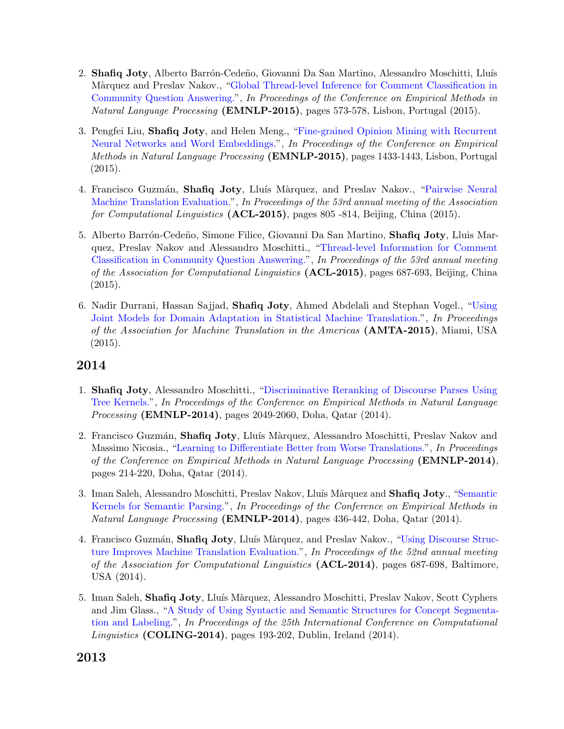2. **Shafiq Joty**, Alberto Barrón-Cedeño, Giovanni Da San Martino, Alessandro Moschitti, Lluís Màrquez and Preslav Nakov., "Global Thread-level Inference for Comment Classification in Community Question Answering.", *In Proceedings of the Conference on Empirical Methods in Natural Language Processing* **(EMNLP-2015)**, pages 573-578, Lisbon, Portugal (2015).

3. Pengfei Liu, **Shafiq Joty**, and Helen Meng., "Fine-grained Opinion Mining with Recurrent Neural Networks and Word Embeddings.", *In Proceedings of the Conference on Empirical Methods in Natural Language Processing* **(EMNLP-2015)**, pages 1433-1443, Lisbon, Portugal (2015).

4. Francisco Guzmán, **Shafiq Joty**, Lluís Màrquez, and Preslav Nakov., "Pairwise Neural Machine Translation Evaluation.", *In Proceedings of the 53rd annual meeting of the Association for Computational Linguistics* **(ACL-2015)**, pages 805 -814, Beijing, China (2015).

5. Alberto Barrón-Cedeño, Simone Filice, Giovanni Da San Martino, **Shafiq Joty**, Lluis Marquez, Preslav Nakov and Alessandro Moschitti., "Thread-level Information for Comment Classification in Community Question Answering.", *In Proceedings of the 53rd annual meeting of the Association for Computational Linguistics* **(ACL-2015)**, pages 687-693, Beijing, China (2015).

6. Nadir Durrani, Hassan Sajjad, **Shafiq Joty**, Ahmed Abdelali and Stephan Vogel., "Using Joint Models for Domain Adaptation in Statistical Machine Translation.", *In Proceedings of the Association for Machine Translation in the Americas* **(AMTA-2015)**, Miami, USA (2015).

## 2014

1. **Shafiq Joty**, Alessandro Moschitti., "Discriminative Reranking of Discourse Parses Using Tree Kernels.", *In Proceedings of the Conference on Empirical Methods in Natural Language Processing* **(EMNLP-2014)**, pages 2049-2060, Doha, Qatar (2014).

2. Francisco Guzmán, **Shafiq Joty**, Lluís Màrquez, Alessandro Moschitti, Preslav Nakov and Massimo Nicosia., "Learning to Differentiate Better from Worse Translations.", *In Proceedings of the Conference on Empirical Methods in Natural Language Processing* **(EMNLP-2014)**, pages 214-220, Doha, Qatar (2014).

3. Iman Saleh, Alessandro Moschitti, Preslav Nakov, Lluís Màrquez and **Shafiq Joty**., "Semantic Kernels for Semantic Parsing.", *In Proceedings of the Conference on Empirical Methods in Natural Language Processing* **(EMNLP-2014)**, pages 436-442, Doha, Qatar (2014).

4. Francisco Guzmán, **Shafiq Joty**, Lluís Màrquez, and Preslav Nakov., "Using Discourse Structure Improves Machine Translation Evaluation.", *In Proceedings of the 52nd annual meeting of the Association for Computational Linguistics* **(ACL-2014)**, pages 687-698, Baltimore, USA (2014).

5. Iman Saleh, **Shafiq Joty**, Lluís Màrquez, Alessandro Moschitti, Preslav Nakov, Scott Cyphers and Jim Glass., "A Study of Using Syntactic and Semantic Structures for Concept Segmentation and Labeling.", *In Proceedings of the 25th International Conference on Computational Linguistics* **(COLING-2014)**, pages 193-202, Dublin, Ireland (2014).

## 2013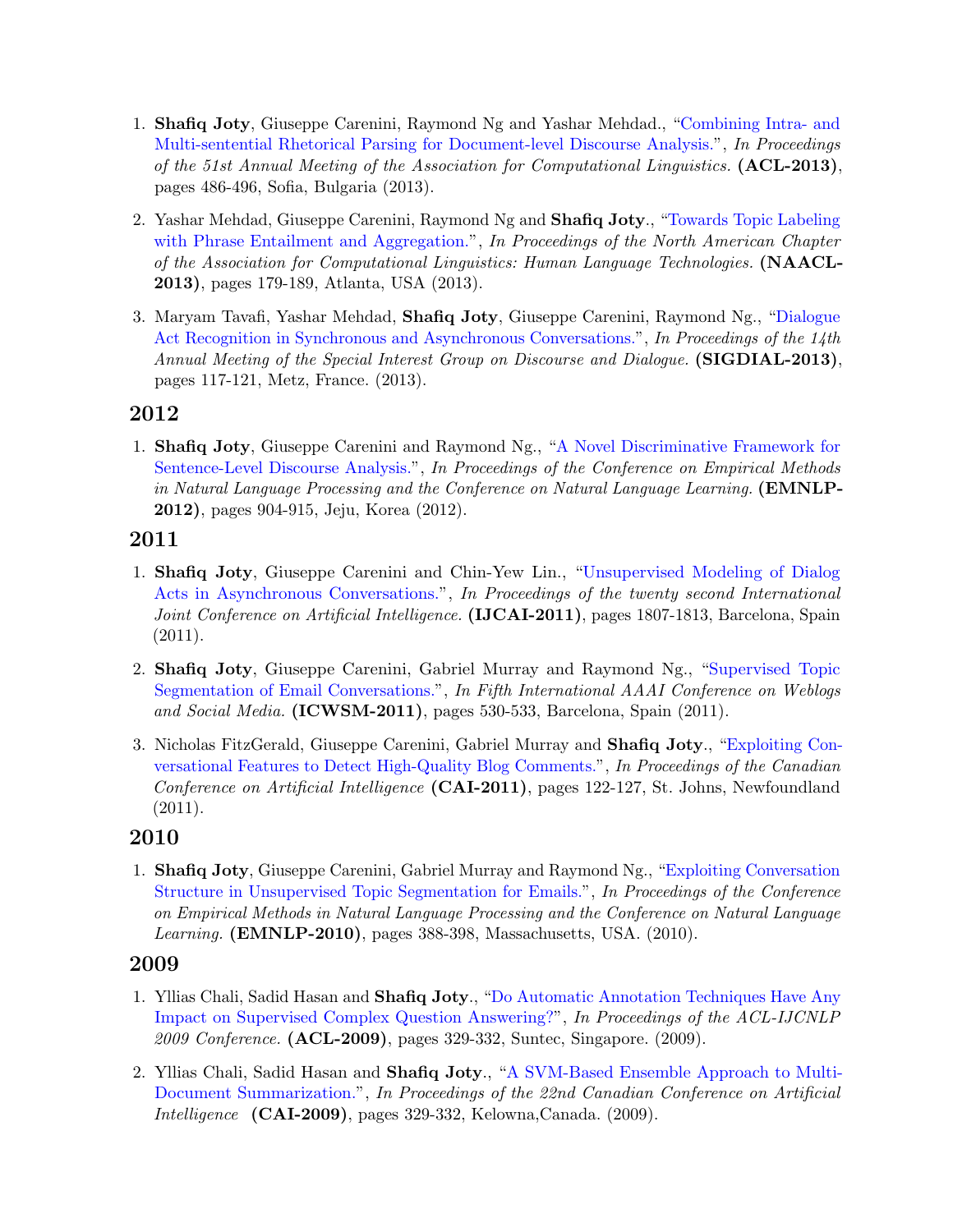1. **Shafiq Joty**, Giuseppe Carenini, Raymond Ng and Yashar Mehdad., "Combining Intra- and Multi-sentential Rhetorical Parsing for Document-level Discourse Analysis.", *In Proceedings of the 51st Annual Meeting of the Association for Computational Linguistics.* **(ACL-2013)**, pages 486-496, Sofia, Bulgaria (2013).

2. Yashar Mehdad, Giuseppe Carenini, Raymond Ng and **Shafiq Joty**., "Towards Topic Labeling with Phrase Entailment and Aggregation.", *In Proceedings of the North American Chapter of the Association for Computational Linguistics: Human Language Technologies.* **(NAACL-2013)**, pages 179-189, Atlanta, USA (2013).

3. Maryam Tavafi, Yashar Mehdad, **Shafiq Joty**, Giuseppe Carenini, Raymond Ng., "Dialogue Act Recognition in Synchronous and Asynchronous Conversations.", *In Proceedings of the 14th Annual Meeting of the Special Interest Group on Discourse and Dialogue.* **(SIGDIAL-2013)**, pages 117-121, Metz, France. (2013).

## 2012

1. **Shafiq Joty**, Giuseppe Carenini and Raymond Ng., "A Novel Discriminative Framework for Sentence-Level Discourse Analysis.", *In Proceedings of the Conference on Empirical Methods in Natural Language Processing and the Conference on Natural Language Learning.* **(EMNLP-2012)**, pages 904-915, Jeju, Korea (2012).

## 2011

1. **Shafiq Joty**, Giuseppe Carenini and Chin-Yew Lin., "Unsupervised Modeling of Dialog Acts in Asynchronous Conversations.", *In Proceedings of the twenty second International Joint Conference on Artificial Intelligence.* **(IJCAI-2011)**, pages 1807-1813, Barcelona, Spain (2011).

2. **Shafiq Joty**, Giuseppe Carenini, Gabriel Murray and Raymond Ng., "Supervised Topic Segmentation of Email Conversations.", *In Fifth International AAAI Conference on Weblogs and Social Media.* **(ICWSM-2011)**, pages 530-533, Barcelona, Spain (2011).

3. Nicholas FitzGerald, Giuseppe Carenini, Gabriel Murray and **Shafiq Joty**., "Exploiting Conversational Features to Detect High-Quality Blog Comments.", *In Proceedings of the Canadian Conference on Artificial Intelligence* **(CAI-2011)**, pages 122-127, St. Johns, Newfoundland (2011).

## 2010

1. **Shafiq Joty**, Giuseppe Carenini, Gabriel Murray and Raymond Ng., "Exploiting Conversation Structure in Unsupervised Topic Segmentation for Emails.", *In Proceedings of the Conference on Empirical Methods in Natural Language Processing and the Conference on Natural Language Learning.* **(EMNLP-2010)**, pages 388-398, Massachusetts, USA. (2010).

## 2009

1. Yllias Chali, Sadid Hasan and **Shafiq Joty**., "Do Automatic Annotation Techniques Have Any Impact on Supervised Complex Question Answering?", *In Proceedings of the ACL-IJCNLP 2009 Conference.* **(ACL-2009)**, pages 329-332, Suntec, Singapore. (2009).

2. Yllias Chali, Sadid Hasan and **Shafiq Joty**., "A SVM-Based Ensemble Approach to Multi-Document Summarization.", *In Proceedings of the 22nd Canadian Conference on Artificial Intelligence* **(CAI-2009)**, pages 329-332, Kelowna,Canada. (2009).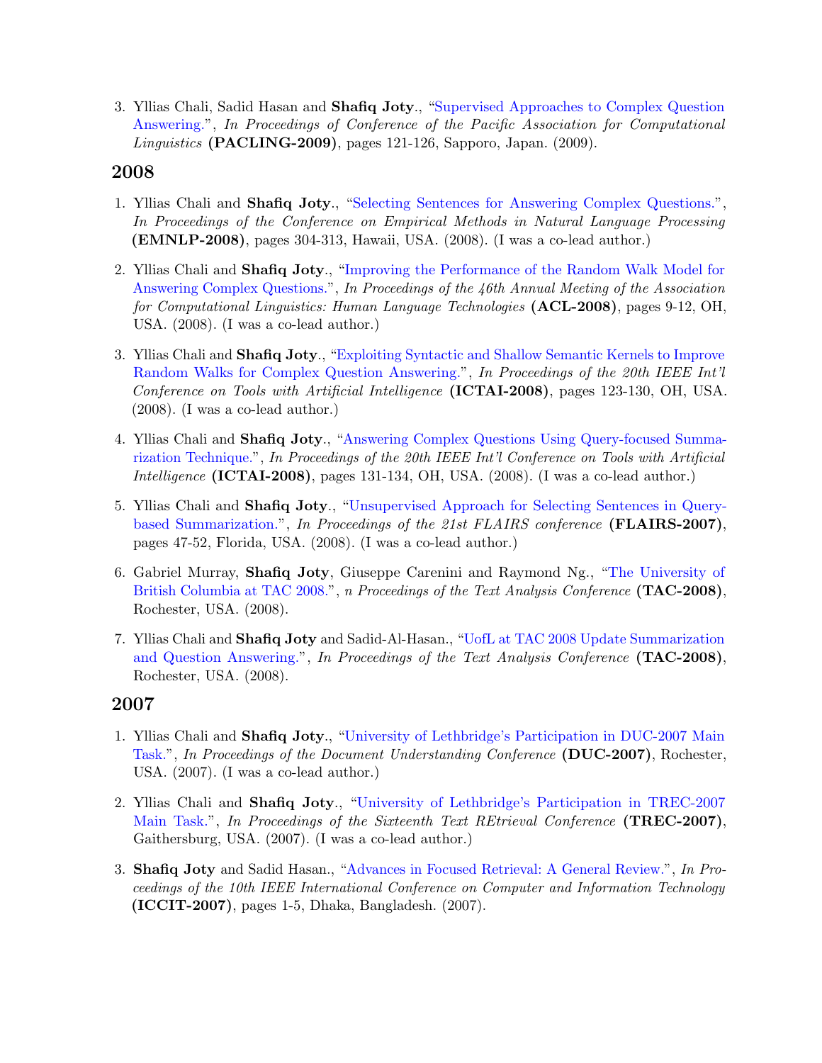3. Yllias Chali, Sadid Hasan and **Shafiq Joty**., "Supervised Approaches to Complex Question Answering.", *In Proceedings of Conference of the Pacific Association for Computational Linguistics* **(PACLING-2009)**, pages 121-126, Sapporo, Japan. (2009).

## 2008

1. Yllias Chali and **Shafiq Joty**., "Selecting Sentences for Answering Complex Questions.", *In Proceedings of the Conference on Empirical Methods in Natural Language Processing* **(EMNLP-2008)**, pages 304-313, Hawaii, USA. (2008). (I was a co-lead author.)

2. Yllias Chali and **Shafiq Joty**., "Improving the Performance of the Random Walk Model for Answering Complex Questions.", *In Proceedings of the 46th Annual Meeting of the Association for Computational Linguistics: Human Language Technologies* **(ACL-2008)**, pages 9-12, OH, USA. (2008). (I was a co-lead author.)

3. Yllias Chali and **Shafiq Joty**., "Exploiting Syntactic and Shallow Semantic Kernels to Improve Random Walks for Complex Question Answering.", *In Proceedings of the 20th IEEE Int'l Conference on Tools with Artificial Intelligence* **(ICTAI-2008)**, pages 123-130, OH, USA. (2008). (I was a co-lead author.)

4. Yllias Chali and **Shafiq Joty**., "Answering Complex Questions Using Query-focused Summarization Technique.", *In Proceedings of the 20th IEEE Int'l Conference on Tools with Artificial Intelligence* **(ICTAI-2008)**, pages 131-134, OH, USA. (2008). (I was a co-lead author.)

5. Yllias Chali and **Shafiq Joty**., "Unsupervised Approach for Selecting Sentences in Query-based Summarization.", *In Proceedings of the 21st FLAIRS conference* **(FLAIRS-2007)**, pages 47-52, Florida, USA. (2008). (I was a co-lead author.)

6. Gabriel Murray, **Shafiq Joty**, Giuseppe Carenini and Raymond Ng., "The University of British Columbia at TAC 2008.", *n Proceedings of the Text Analysis Conference* **(TAC-2008)**, Rochester, USA. (2008).

7. Yllias Chali and **Shafiq Joty** and Sadid-Al-Hasan., "UofL at TAC 2008 Update Summarization and Question Answering.", *In Proceedings of the Text Analysis Conference* **(TAC-2008)**, Rochester, USA. (2008).

## 2007

1. Yllias Chali and **Shafiq Joty**., "University of Lethbridge's Participation in DUC-2007 Main Task.", *In Proceedings of the Document Understanding Conference* **(DUC-2007)**, Rochester, USA. (2007). (I was a co-lead author.)

2. Yllias Chali and **Shafiq Joty**., "University of Lethbridge's Participation in TREC-2007 Main Task.", *In Proceedings of the Sixteenth Text REtrieval Conference* **(TREC-2007)**, Gaithersburg, USA. (2007). (I was a co-lead author.)

3. **Shafiq Joty** and Sadid Hasan., "Advances in Focused Retrieval: A General Review.", *In Proceedings of the 10th IEEE International Conference on Computer and Information Technology* **(ICCIT-2007)**, pages 1-5, Dhaka, Bangladesh. (2007).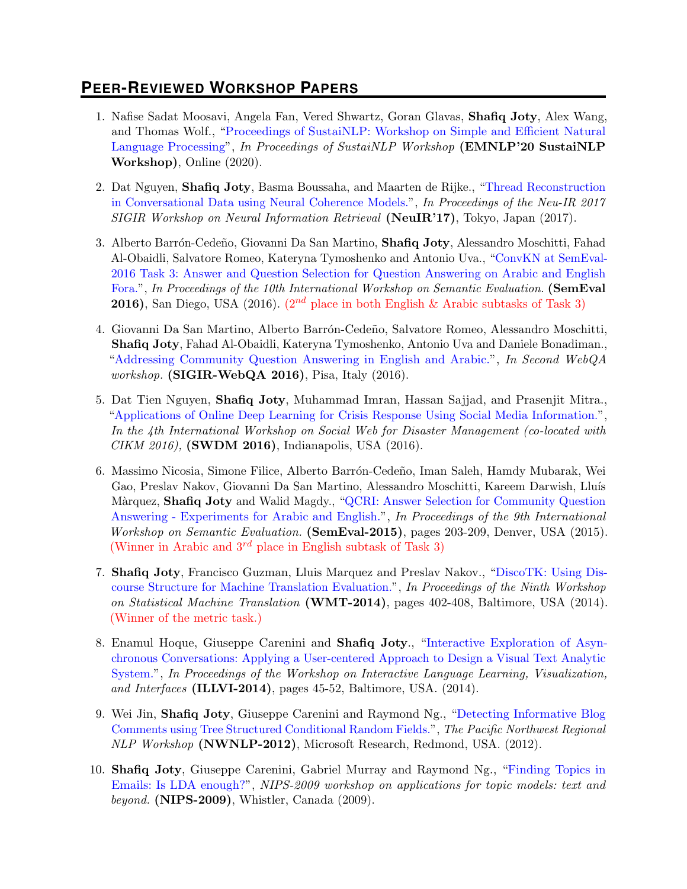## Peer-Reviewed Workshop Papers

1. Nafise Sadat Moosavi, Angela Fan, Vered Shwartz, Goran Glavas, **Shafiq Joty**, Alex Wang, and Thomas Wolf., "Proceedings of SustaiNLP: Workshop on Simple and Efficient Natural Language Processing", *In Proceedings of SustaiNLP Workshop* **(EMNLP'20 SustaiNLP Workshop)**, Online (2020).

2. Dat Nguyen, **Shafiq Joty**, Basma Boussaha, and Maarten de Rijke., "Thread Reconstruction in Conversational Data using Neural Coherence Models.", *In Proceedings of the Neu-IR 2017 SIGIR Workshop on Neural Information Retrieval* **(NeuIR'17)**, Tokyo, Japan (2017).

3. Alberto Barrón-Cedeño, Giovanni Da San Martino, **Shafiq Joty**, Alessandro Moschitti, Fahad Al-Obaidli, Salvatore Romeo, Kateryna Tymoshenko and Antonio Uva., "ConvKN at SemEval-2016 Task 3: Answer and Question Selection for Question Answering on Arabic and English Fora.", *In Proceedings of the 10th International Workshop on Semantic Evaluation.* **(SemEval 2016)**, San Diego, USA (2016). (2$^{nd}$ place in both English & Arabic subtasks of Task 3)

4. Giovanni Da San Martino, Alberto Barrón-Cedeño, Salvatore Romeo, Alessandro Moschitti, **Shafiq Joty**, Fahad Al-Obaidli, Kateryna Tymoshenko, Antonio Uva and Daniele Bonadiman., "Addressing Community Question Answering in English and Arabic.", *In Second WebQA workshop.* **(SIGIR-WebQA 2016)**, Pisa, Italy (2016).

5. Dat Tien Nguyen, **Shafiq Joty**, Muhammad Imran, Hassan Sajjad, and Prasenjit Mitra., "Applications of Online Deep Learning for Crisis Response Using Social Media Information.", *In the 4th International Workshop on Social Web for Disaster Management (co-located with CIKM 2016),* **(SWDM 2016)**, Indianapolis, USA (2016).

6. Massimo Nicosia, Simone Filice, Alberto Barrón-Cedeño, Iman Saleh, Hamdy Mubarak, Wei Gao, Preslav Nakov, Giovanni Da San Martino, Alessandro Moschitti, Kareem Darwish, Lluís Màrquez, **Shafiq Joty** and Walid Magdy., "QCRI: Answer Selection for Community Question Answering - Experiments for Arabic and English.", *In Proceedings of the 9th International Workshop on Semantic Evaluation.* **(SemEval-2015)**, pages 203-209, Denver, USA (2015). (Winner in Arabic and 3$^{rd}$ place in English subtask of Task 3)

7. **Shafiq Joty**, Francisco Guzman, Lluis Marquez and Preslav Nakov., "DiscoTK: Using Discourse Structure for Machine Translation Evaluation.", *In Proceedings of the Ninth Workshop on Statistical Machine Translation* **(WMT-2014)**, pages 402-408, Baltimore, USA (2014). (Winner of the metric task.)

8. Enamul Hoque, Giuseppe Carenini and **Shafiq Joty**., "Interactive Exploration of Asynchronous Conversations: Applying a User-centered Approach to Design a Visual Text Analytic System.", *In Proceedings of the Workshop on Interactive Language Learning, Visualization, and Interfaces* **(ILLVI-2014)**, pages 45-52, Baltimore, USA. (2014).

9. Wei Jin, **Shafiq Joty**, Giuseppe Carenini and Raymond Ng., "Detecting Informative Blog Comments using Tree Structured Conditional Random Fields.", *The Pacific Northwest Regional NLP Workshop* **(NWNLP-2012)**, Microsoft Research, Redmond, USA. (2012).

10. **Shafiq Joty**, Giuseppe Carenini, Gabriel Murray and Raymond Ng., "Finding Topics in Emails: Is LDA enough?", *NIPS-2009 workshop on applications for topic models: text and beyond.* **(NIPS-2009)**, Whistler, Canada (2009).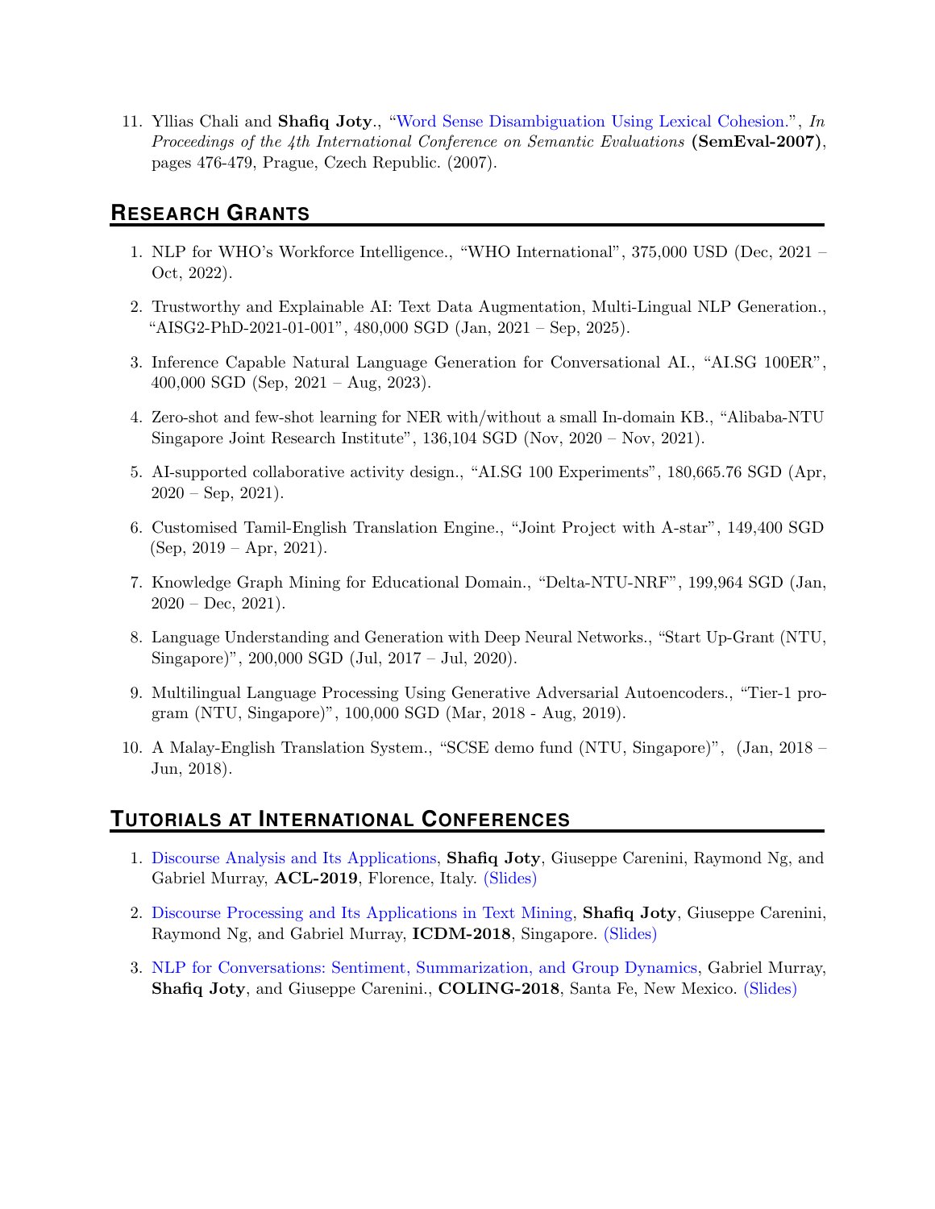11. Yllias Chali and **Shafiq Joty**., "Word Sense Disambiguation Using Lexical Cohesion.", *In Proceedings of the 4th International Conference on Semantic Evaluations* **(SemEval-2007)**, pages 476-479, Prague, Czech Republic. (2007).

## Research Grants

1. NLP for WHO's Workforce Intelligence., "WHO International", 375,000 USD (Dec, 2021 – Oct, 2022).
2. Trustworthy and Explainable AI: Text Data Augmentation, Multi-Lingual NLP Generation., "AISG2-PhD-2021-01-001", 480,000 SGD (Jan, 2021 – Sep, 2025).
3. Inference Capable Natural Language Generation for Conversational AI., "AI.SG 100ER", 400,000 SGD (Sep, 2021 – Aug, 2023).
4. Zero-shot and few-shot learning for NER with/without a small In-domain KB., "Alibaba-NTU Singapore Joint Research Institute", 136,104 SGD (Nov, 2020 – Nov, 2021).
5. AI-supported collaborative activity design., "AI.SG 100 Experiments", 180,665.76 SGD (Apr, 2020 – Sep, 2021).
6. Customised Tamil-English Translation Engine., "Joint Project with A-star", 149,400 SGD (Sep, 2019 – Apr, 2021).
7. Knowledge Graph Mining for Educational Domain., "Delta-NTU-NRF", 199,964 SGD (Jan, 2020 – Dec, 2021).
8. Language Understanding and Generation with Deep Neural Networks., "Start Up-Grant (NTU, Singapore)", 200,000 SGD (Jul, 2017 – Jul, 2020).
9. Multilingual Language Processing Using Generative Adversarial Autoencoders., "Tier-1 program (NTU, Singapore)", 100,000 SGD (Mar, 2018 - Aug, 2019).
10. A Malay-English Translation System., "SCSE demo fund (NTU, Singapore)", (Jan, 2018 – Jun, 2018).

## Tutorials at International Conferences

1. Discourse Analysis and Its Applications, **Shafiq Joty**, Giuseppe Carenini, Raymond Ng, and Gabriel Murray, **ACL-2019**, Florence, Italy. (Slides)
2. Discourse Processing and Its Applications in Text Mining, **Shafiq Joty**, Giuseppe Carenini, Raymond Ng, and Gabriel Murray, **ICDM-2018**, Singapore. (Slides)
3. NLP for Conversations: Sentiment, Summarization, and Group Dynamics, Gabriel Murray, **Shafiq Joty**, and Giuseppe Carenini., **COLING-2018**, Santa Fe, New Mexico. (Slides)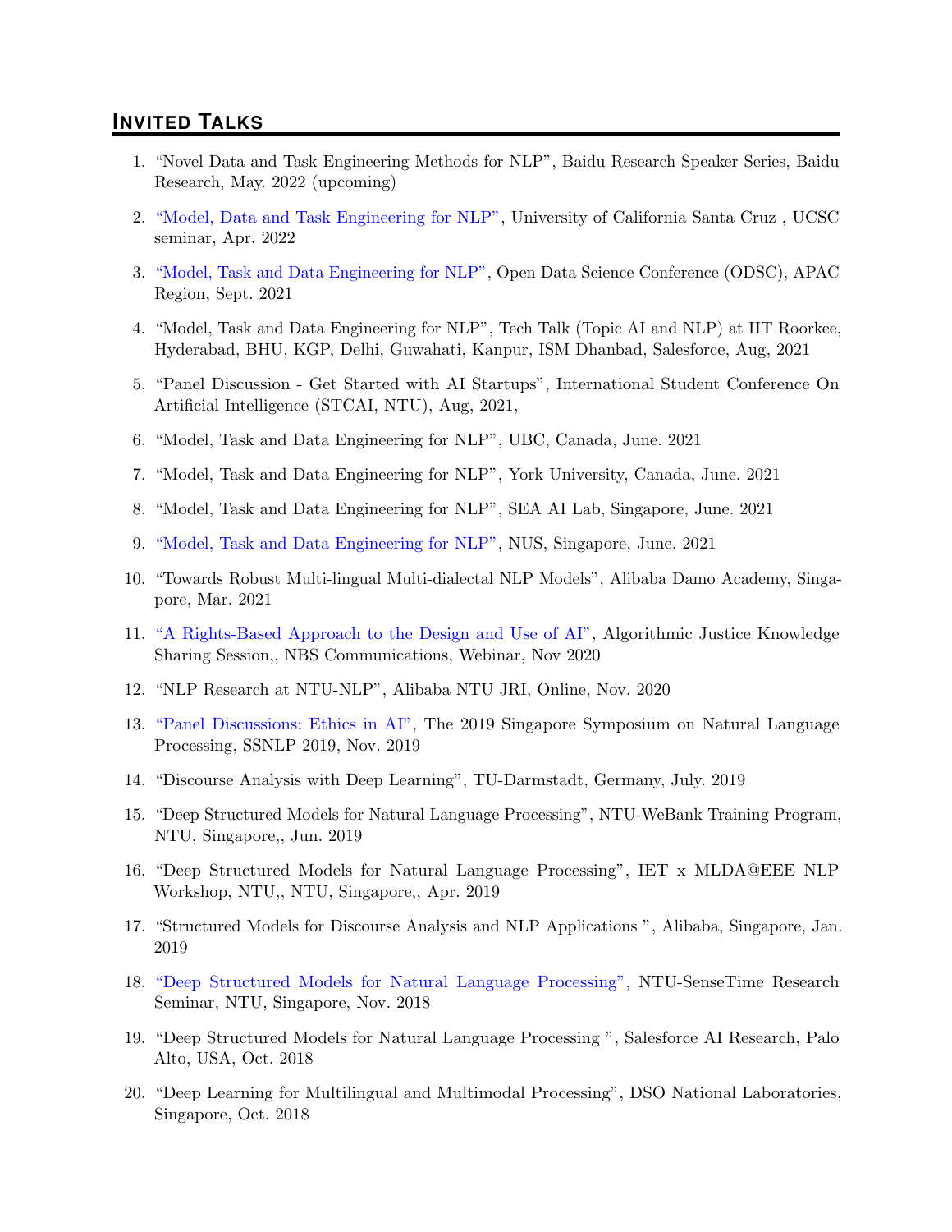## INVITED TALKS

1. "Novel Data and Task Engineering Methods for NLP", Baidu Research Speaker Series, Baidu Research, May. 2022 (upcoming)
2. "Model, Data and Task Engineering for NLP", University of California Santa Cruz , UCSC seminar, Apr. 2022
3. "Model, Task and Data Engineering for NLP", Open Data Science Conference (ODSC), APAC Region, Sept. 2021
4. "Model, Task and Data Engineering for NLP", Tech Talk (Topic AI and NLP) at IIT Roorkee, Hyderabad, BHU, KGP, Delhi, Guwahati, Kanpur, ISM Dhanbad, Salesforce, Aug, 2021
5. "Panel Discussion - Get Started with AI Startups", International Student Conference On Artificial Intelligence (STCAI, NTU), Aug, 2021,
6. "Model, Task and Data Engineering for NLP", UBC, Canada, June. 2021
7. "Model, Task and Data Engineering for NLP", York University, Canada, June. 2021
8. "Model, Task and Data Engineering for NLP", SEA AI Lab, Singapore, June. 2021
9. "Model, Task and Data Engineering for NLP", NUS, Singapore, June. 2021
10. "Towards Robust Multi-lingual Multi-dialectal NLP Models", Alibaba Damo Academy, Singapore, Mar. 2021
11. "A Rights-Based Approach to the Design and Use of AI", Algorithmic Justice Knowledge Sharing Session,, NBS Communications, Webinar, Nov 2020
12. "NLP Research at NTU-NLP", Alibaba NTU JRI, Online, Nov. 2020
13. "Panel Discussions: Ethics in AI", The 2019 Singapore Symposium on Natural Language Processing, SSNLP-2019, Nov. 2019
14. "Discourse Analysis with Deep Learning", TU-Darmstadt, Germany, July. 2019
15. "Deep Structured Models for Natural Language Processing", NTU-WeBank Training Program, NTU, Singapore,, Jun. 2019
16. "Deep Structured Models for Natural Language Processing", IET x MLDA@EEE NLP Workshop, NTU,, NTU, Singapore,, Apr. 2019
17. "Structured Models for Discourse Analysis and NLP Applications ", Alibaba, Singapore, Jan. 2019
18. "Deep Structured Models for Natural Language Processing", NTU-SenseTime Research Seminar, NTU, Singapore, Nov. 2018
19. "Deep Structured Models for Natural Language Processing ", Salesforce AI Research, Palo Alto, USA, Oct. 2018
20. "Deep Learning for Multilingual and Multimodal Processing", DSO National Laboratories, Singapore, Oct. 2018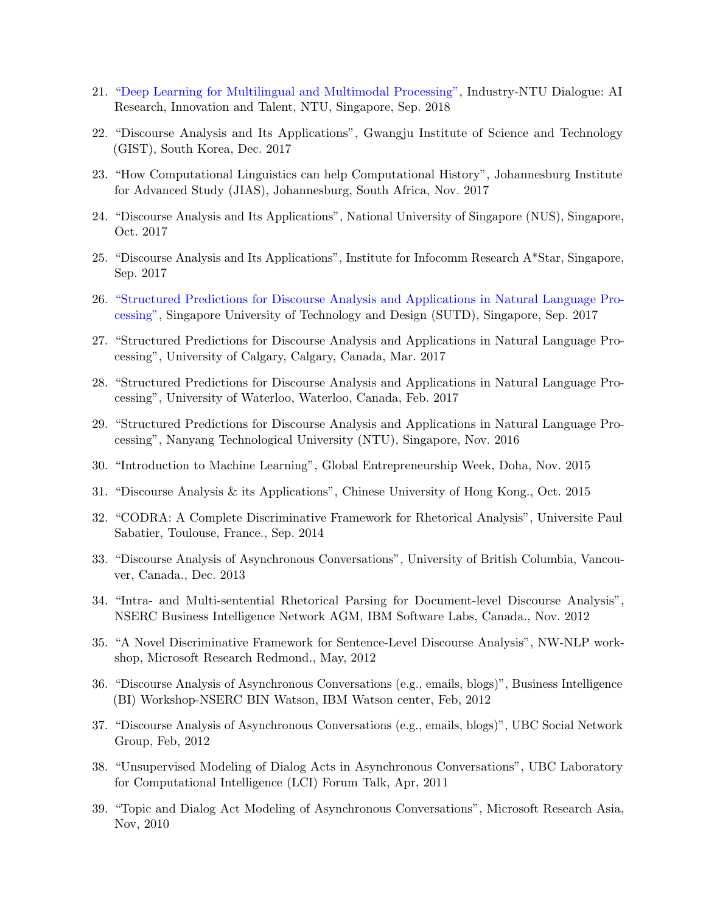21. "Deep Learning for Multilingual and Multimodal Processing", Industry-NTU Dialogue: AI Research, Innovation and Talent, NTU, Singapore, Sep. 2018

22. "Discourse Analysis and Its Applications", Gwangju Institute of Science and Technology (GIST), South Korea, Dec. 2017

23. "How Computational Linguistics can help Computational History", Johannesburg Institute for Advanced Study (JIAS), Johannesburg, South Africa, Nov. 2017

24. "Discourse Analysis and Its Applications", National University of Singapore (NUS), Singapore, Oct. 2017

25. "Discourse Analysis and Its Applications", Institute for Infocomm Research A*Star, Singapore, Sep. 2017

26. "Structured Predictions for Discourse Analysis and Applications in Natural Language Processing", Singapore University of Technology and Design (SUTD), Singapore, Sep. 2017

27. "Structured Predictions for Discourse Analysis and Applications in Natural Language Processing", University of Calgary, Calgary, Canada, Mar. 2017

28. "Structured Predictions for Discourse Analysis and Applications in Natural Language Processing", University of Waterloo, Waterloo, Canada, Feb. 2017

29. "Structured Predictions for Discourse Analysis and Applications in Natural Language Processing", Nanyang Technological University (NTU), Singapore, Nov. 2016

30. "Introduction to Machine Learning", Global Entrepreneurship Week, Doha, Nov. 2015

31. "Discourse Analysis & its Applications", Chinese University of Hong Kong., Oct. 2015

32. "CODRA: A Complete Discriminative Framework for Rhetorical Analysis", Universite Paul Sabatier, Toulouse, France., Sep. 2014

33. "Discourse Analysis of Asynchronous Conversations", University of British Columbia, Vancouver, Canada., Dec. 2013

34. "Intra- and Multi-sentential Rhetorical Parsing for Document-level Discourse Analysis", NSERC Business Intelligence Network AGM, IBM Software Labs, Canada., Nov. 2012

35. "A Novel Discriminative Framework for Sentence-Level Discourse Analysis", NW-NLP workshop, Microsoft Research Redmond., May, 2012

36. "Discourse Analysis of Asynchronous Conversations (e.g., emails, blogs)", Business Intelligence (BI) Workshop-NSERC BIN Watson, IBM Watson center, Feb, 2012

37. "Discourse Analysis of Asynchronous Conversations (e.g., emails, blogs)", UBC Social Network Group, Feb, 2012

38. "Unsupervised Modeling of Dialog Acts in Asynchronous Conversations", UBC Laboratory for Computational Intelligence (LCI) Forum Talk, Apr, 2011

39. "Topic and Dialog Act Modeling of Asynchronous Conversations", Microsoft Research Asia, Nov, 2010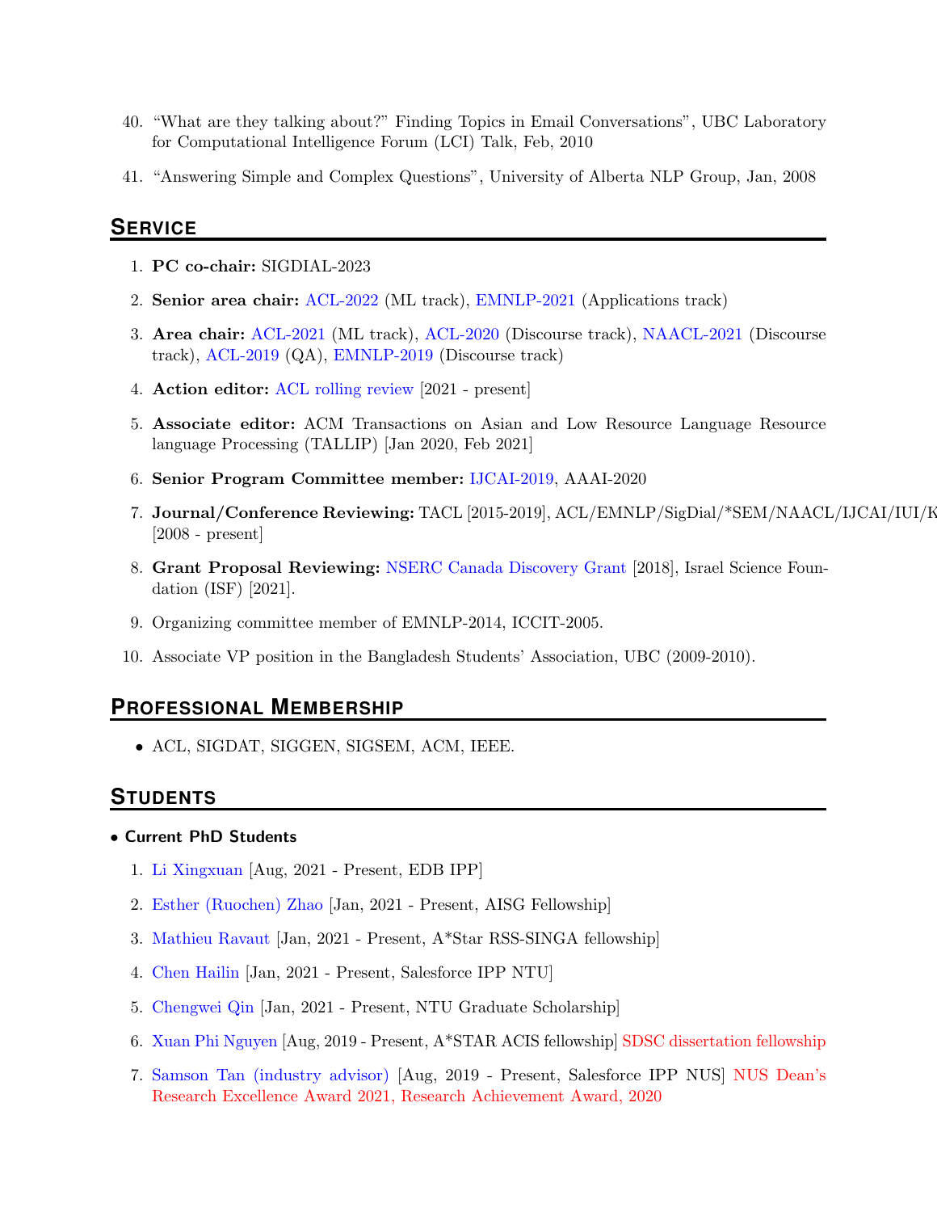40. "What are they talking about?" Finding Topics in Email Conversations", UBC Laboratory for Computational Intelligence Forum (LCI) Talk, Feb, 2010

41. "Answering Simple and Complex Questions", University of Alberta NLP Group, Jan, 2008

## Service

1. **PC co-chair:** SIGDIAL-2023

2. **Senior area chair:** ACL-2022 (ML track), EMNLP-2021 (Applications track)

3. **Area chair:** ACL-2021 (ML track), ACL-2020 (Discourse track), NAACL-2021 (Discourse track), ACL-2019 (QA), EMNLP-2019 (Discourse track)

4. **Action editor:** ACL rolling review [2021 - present]

5. **Associate editor:** ACM Transactions on Asian and Low Resource Language Resource language Processing (TALLIP) [Jan 2020, Feb 2021]

6. **Senior Program Committee member:** IJCAI-2019, AAAI-2020

7. **Journal/Conference Reviewing:** TACL [2015-2019], ACL/EMNLP/SigDial/*SEM/NAACL/IJCAI/IUI/K [2008 - present]

8. **Grant Proposal Reviewing:** NSERC Canada Discovery Grant [2018], Israel Science Foundation (ISF) [2021].

9. Organizing committee member of EMNLP-2014, ICCIT-2005.

10. Associate VP position in the Bangladesh Students' Association, UBC (2009-2010).

## Professional Membership

- ACL, SIGDAT, SIGGEN, SIGSEM, ACM, IEEE.

## Students

- **Current PhD Students**

1. Li Xingxuan [Aug, 2021 - Present, EDB IPP]

2. Esther (Ruochen) Zhao [Jan, 2021 - Present, AISG Fellowship]

3. Mathieu Ravaut [Jan, 2021 - Present, A*Star RSS-SINGA fellowship]

4. Chen Hailin [Jan, 2021 - Present, Salesforce IPP NTU]

5. Chengwei Qin [Jan, 2021 - Present, NTU Graduate Scholarship]

6. Xuan Phi Nguyen [Aug, 2019 - Present, A*STAR ACIS fellowship] SDSC dissertation fellowship

7. Samson Tan (industry advisor) [Aug, 2019 - Present, Salesforce IPP NUS] NUS Dean's Research Excellence Award 2021, Research Achievement Award, 2020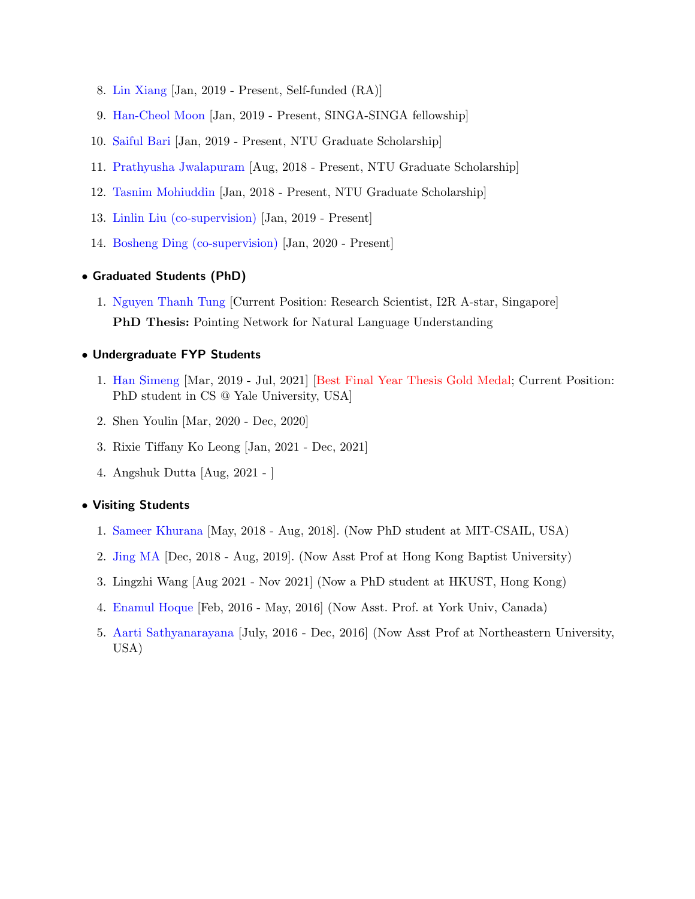8. Lin Xiang [Jan, 2019 - Present, Self-funded (RA)]
9. Han-Cheol Moon [Jan, 2019 - Present, SINGA-SINGA fellowship]
10. Saiful Bari [Jan, 2019 - Present, NTU Graduate Scholarship]
11. Prathyusha Jwalapuram [Aug, 2018 - Present, NTU Graduate Scholarship]
12. Tasnim Mohiuddin [Jan, 2018 - Present, NTU Graduate Scholarship]
13. Linlin Liu (co-supervision) [Jan, 2019 - Present]
14. Bosheng Ding (co-supervision) [Jan, 2020 - Present]

- **Graduated Students (PhD)**
  1. Nguyen Thanh Tung [Current Position: Research Scientist, I2R A-star, Singapore]
     **PhD Thesis:** Pointing Network for Natural Language Understanding

- **Undergraduate FYP Students**
  1. Han Simeng [Mar, 2019 - Jul, 2021] [Best Final Year Thesis Gold Medal; Current Position: PhD student in CS @ Yale University, USA]
  2. Shen Youlin [Mar, 2020 - Dec, 2020]
  3. Rixie Tiffany Ko Leong [Jan, 2021 - Dec, 2021]
  4. Angshuk Dutta [Aug, 2021 - ]

- **Visiting Students**
  1. Sameer Khurana [May, 2018 - Aug, 2018]. (Now PhD student at MIT-CSAIL, USA)
  2. Jing MA [Dec, 2018 - Aug, 2019]. (Now Asst Prof at Hong Kong Baptist University)
  3. Lingzhi Wang [Aug 2021 - Nov 2021] (Now a PhD student at HKUST, Hong Kong)
  4. Enamul Hoque [Feb, 2016 - May, 2016] (Now Asst. Prof. at York Univ, Canada)
  5. Aarti Sathyanarayana [July, 2016 - Dec, 2016] (Now Asst Prof at Northeastern University, USA)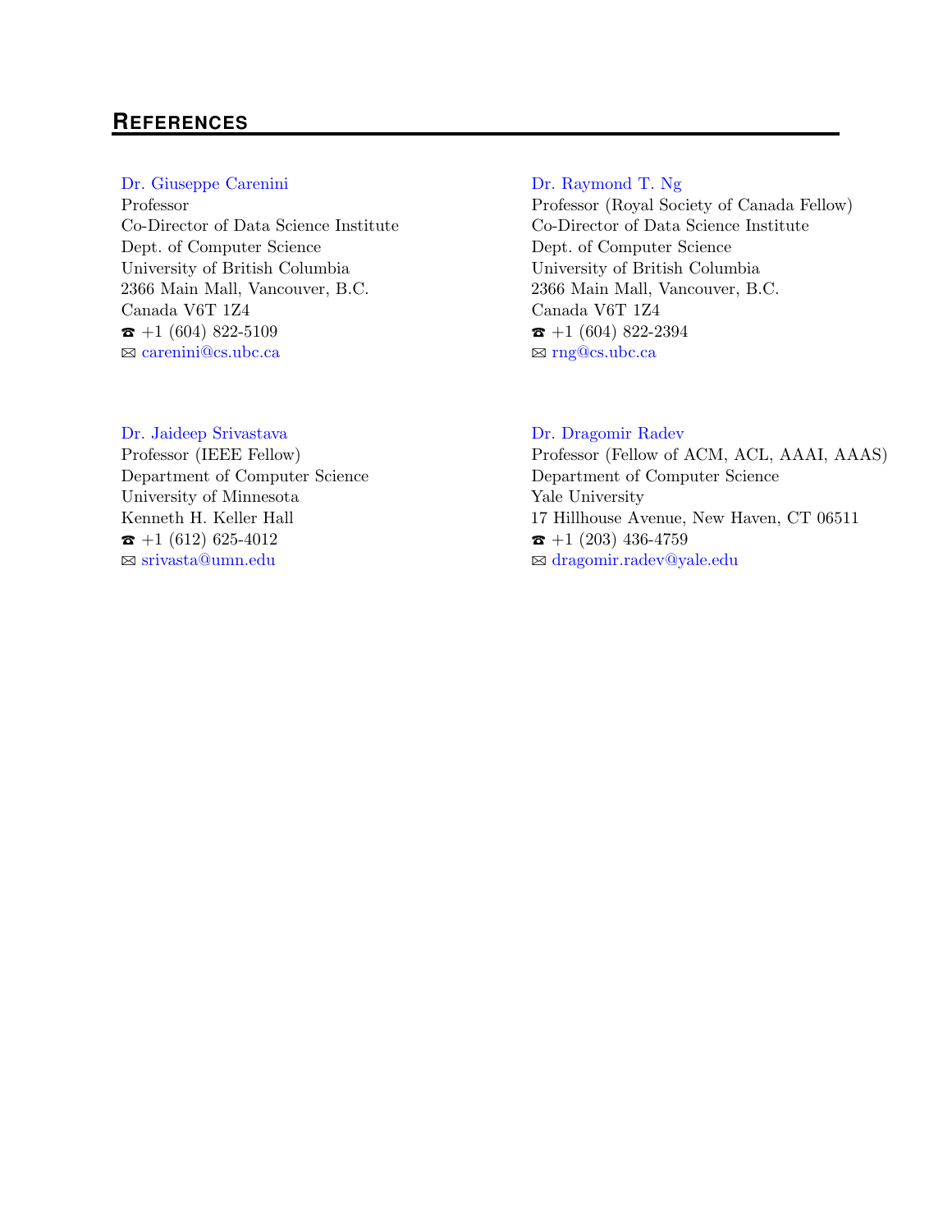## References

Dr. Giuseppe Carenini
Professor
Co-Director of Data Science Institute
Dept. of Computer Science
University of British Columbia
2366 Main Mall, Vancouver, B.C.
Canada V6T 1Z4
☎ +1 (604) 822-5109
✉ carenini@cs.ubc.ca

Dr. Raymond T. Ng
Professor (Royal Society of Canada Fellow)
Co-Director of Data Science Institute
Dept. of Computer Science
University of British Columbia
2366 Main Mall, Vancouver, B.C.
Canada V6T 1Z4
☎ +1 (604) 822-2394
✉ rng@cs.ubc.ca

Dr. Jaideep Srivastava
Professor (IEEE Fellow)
Department of Computer Science
University of Minnesota
Kenneth H. Keller Hall
☎ +1 (612) 625-4012
✉ srivasta@umn.edu

Dr. Dragomir Radev
Professor (Fellow of ACM, ACL, AAAI, AAAS)
Department of Computer Science
Yale University
17 Hillhouse Avenue, New Haven, CT 06511
☎ +1 (203) 436-4759
✉ dragomir.radev@yale.edu